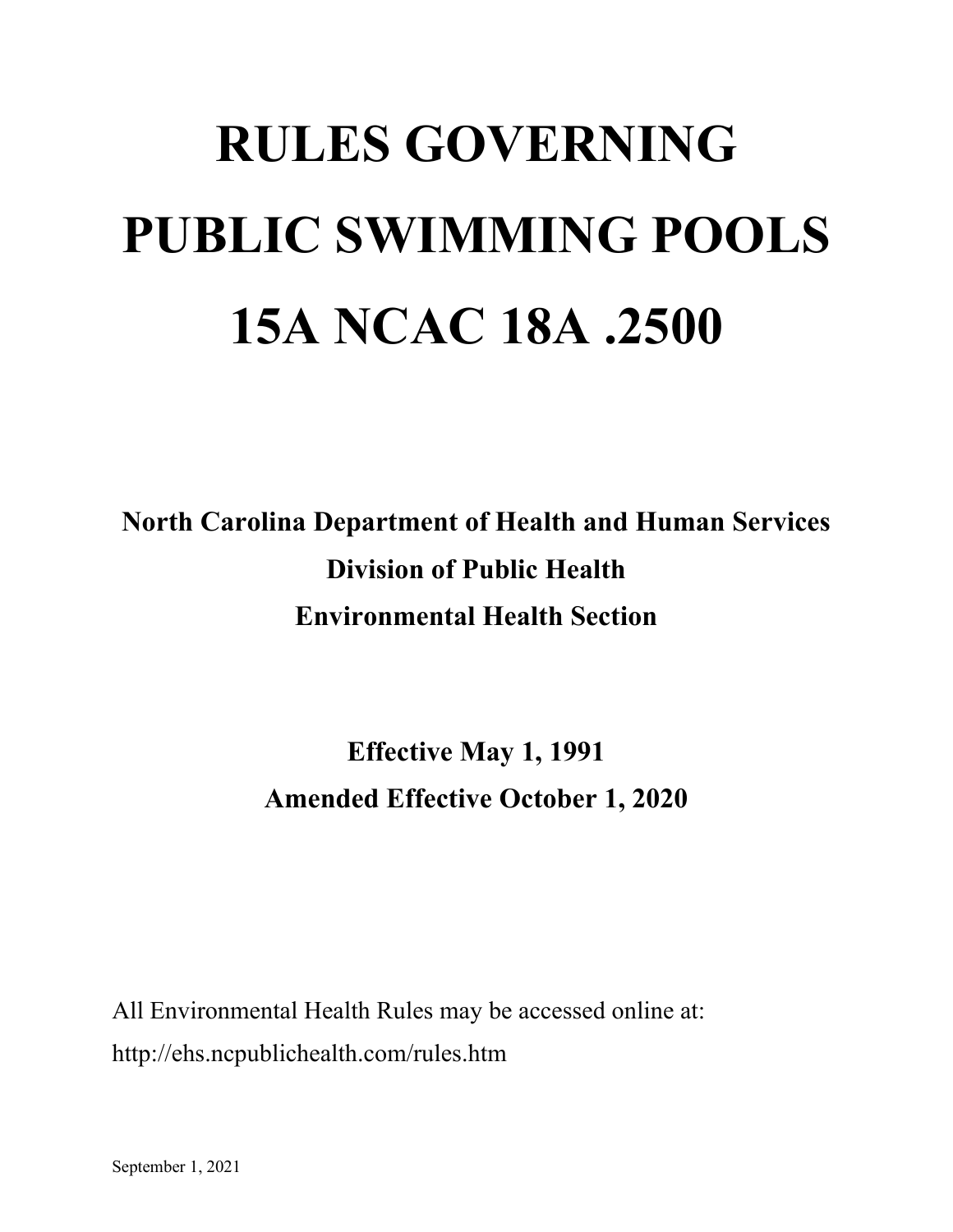# RULES GOVERNING PUBLIC SWIMMING POOLS 15A NCAC 18A .2500

**North Carolina Department of Health and Human Services**
**Division of Public Health**
**Environmental Health Section**

**Effective May 1, 1991**
**Amended Effective October 1, 2020**

All Environmental Health Rules may be accessed online at:
http://ehs.ncpublichealth.com/rules.htm

September 1, 2021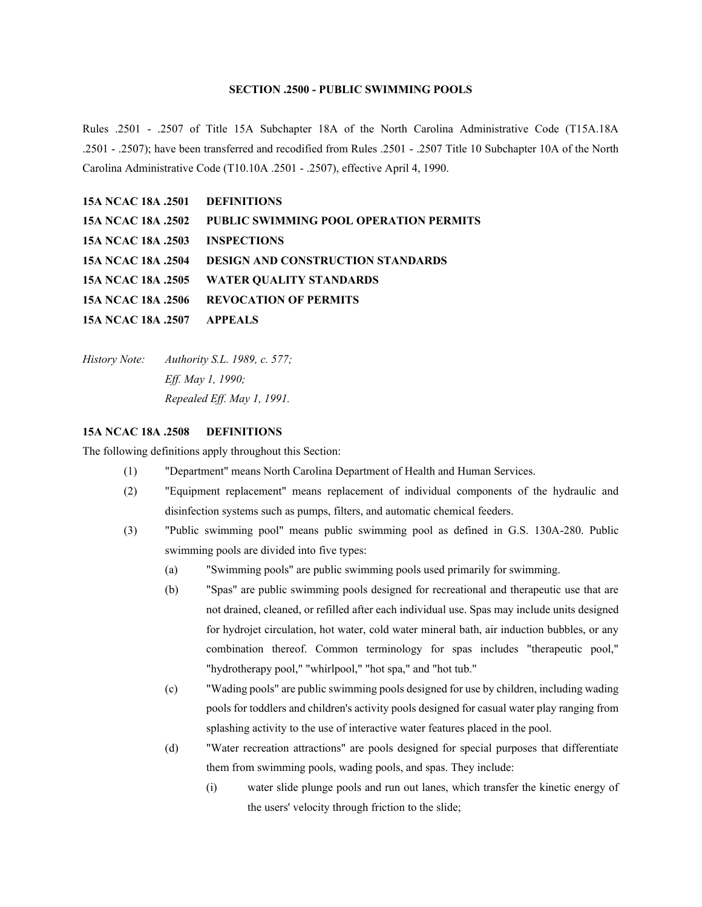## SECTION .2500 - PUBLIC SWIMMING POOLS

Rules .2501 - .2507 of Title 15A Subchapter 18A of the North Carolina Administrative Code (T15A.18A .2501 - .2507); have been transferred and recodified from Rules .2501 - .2507 Title 10 Subchapter 10A of the North Carolina Administrative Code (T10.10A .2501 - .2507), effective April 4, 1990.

**15A NCAC 18A .2501 DEFINITIONS**
**15A NCAC 18A .2502 PUBLIC SWIMMING POOL OPERATION PERMITS**
**15A NCAC 18A .2503 INSPECTIONS**
**15A NCAC 18A .2504 DESIGN AND CONSTRUCTION STANDARDS**
**15A NCAC 18A .2505 WATER QUALITY STANDARDS**
**15A NCAC 18A .2506 REVOCATION OF PERMITS**
**15A NCAC 18A .2507 APPEALS**

*History Note: Authority S.L. 1989, c. 577;*
*Eff. May 1, 1990;*
*Repealed Eff. May 1, 1991.*

### 15A NCAC 18A .2508 DEFINITIONS

The following definitions apply throughout this Section:

- (1) "Department" means North Carolina Department of Health and Human Services.
- (2) "Equipment replacement" means replacement of individual components of the hydraulic and disinfection systems such as pumps, filters, and automatic chemical feeders.
- (3) "Public swimming pool" means public swimming pool as defined in G.S. 130A-280. Public swimming pools are divided into five types:
  - (a) "Swimming pools" are public swimming pools used primarily for swimming.
  - (b) "Spas" are public swimming pools designed for recreational and therapeutic use that are not drained, cleaned, or refilled after each individual use. Spas may include units designed for hydrojet circulation, hot water, cold water mineral bath, air induction bubbles, or any combination thereof. Common terminology for spas includes "therapeutic pool," "hydrotherapy pool," "whirlpool," "hot spa," and "hot tub."
  - (c) "Wading pools" are public swimming pools designed for use by children, including wading pools for toddlers and children's activity pools designed for casual water play ranging from splashing activity to the use of interactive water features placed in the pool.
  - (d) "Water recreation attractions" are pools designed for special purposes that differentiate them from swimming pools, wading pools, and spas. They include:
    - (i) water slide plunge pools and run out lanes, which transfer the kinetic energy of the users' velocity through friction to the slide;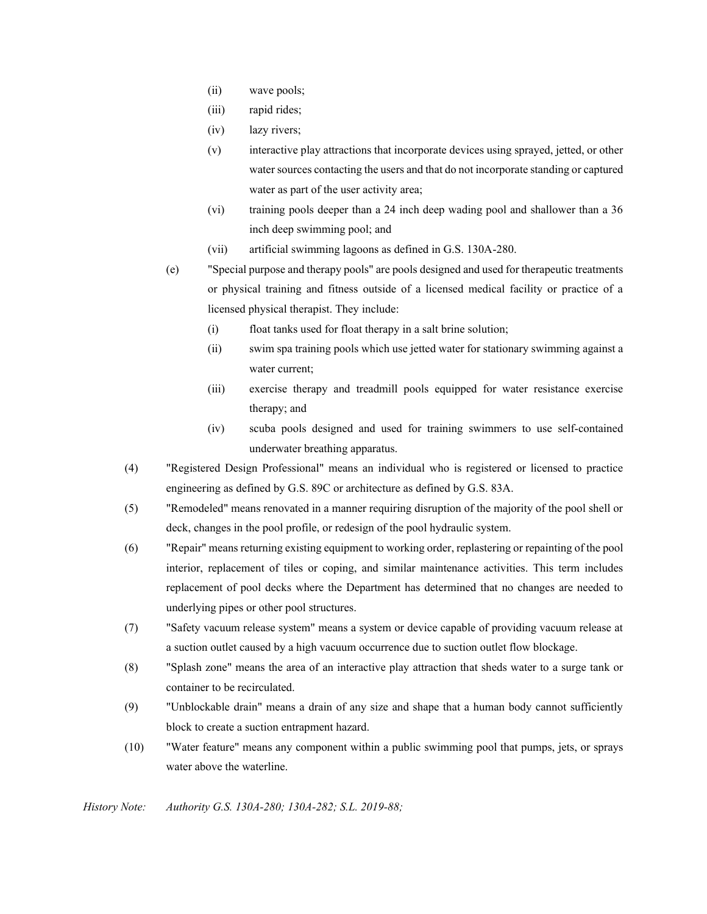- (ii) wave pools;
- (iii) rapid rides;
- (iv) lazy rivers;
- (v) interactive play attractions that incorporate devices using sprayed, jetted, or other water sources contacting the users and that do not incorporate standing or captured water as part of the user activity area;
- (vi) training pools deeper than a 24 inch deep wading pool and shallower than a 36 inch deep swimming pool; and
- (vii) artificial swimming lagoons as defined in G.S. 130A-280.

(e) "Special purpose and therapy pools" are pools designed and used for therapeutic treatments or physical training and fitness outside of a licensed medical facility or practice of a licensed physical therapist. They include:

- (i) float tanks used for float therapy in a salt brine solution;
- (ii) swim spa training pools which use jetted water for stationary swimming against a water current;
- (iii) exercise therapy and treadmill pools equipped for water resistance exercise therapy; and
- (iv) scuba pools designed and used for training swimmers to use self-contained underwater breathing apparatus.

(4) "Registered Design Professional" means an individual who is registered or licensed to practice engineering as defined by G.S. 89C or architecture as defined by G.S. 83A.

(5) "Remodeled" means renovated in a manner requiring disruption of the majority of the pool shell or deck, changes in the pool profile, or redesign of the pool hydraulic system.

(6) "Repair" means returning existing equipment to working order, replastering or repainting of the pool interior, replacement of tiles or coping, and similar maintenance activities. This term includes replacement of pool decks where the Department has determined that no changes are needed to underlying pipes or other pool structures.

(7) "Safety vacuum release system" means a system or device capable of providing vacuum release at a suction outlet caused by a high vacuum occurrence due to suction outlet flow blockage.

(8) "Splash zone" means the area of an interactive play attraction that sheds water to a surge tank or container to be recirculated.

(9) "Unblockable drain" means a drain of any size and shape that a human body cannot sufficiently block to create a suction entrapment hazard.

(10) "Water feature" means any component within a public swimming pool that pumps, jets, or sprays water above the waterline.

*History Note:* *Authority G.S. 130A-280; 130A-282; S.L. 2019-88;*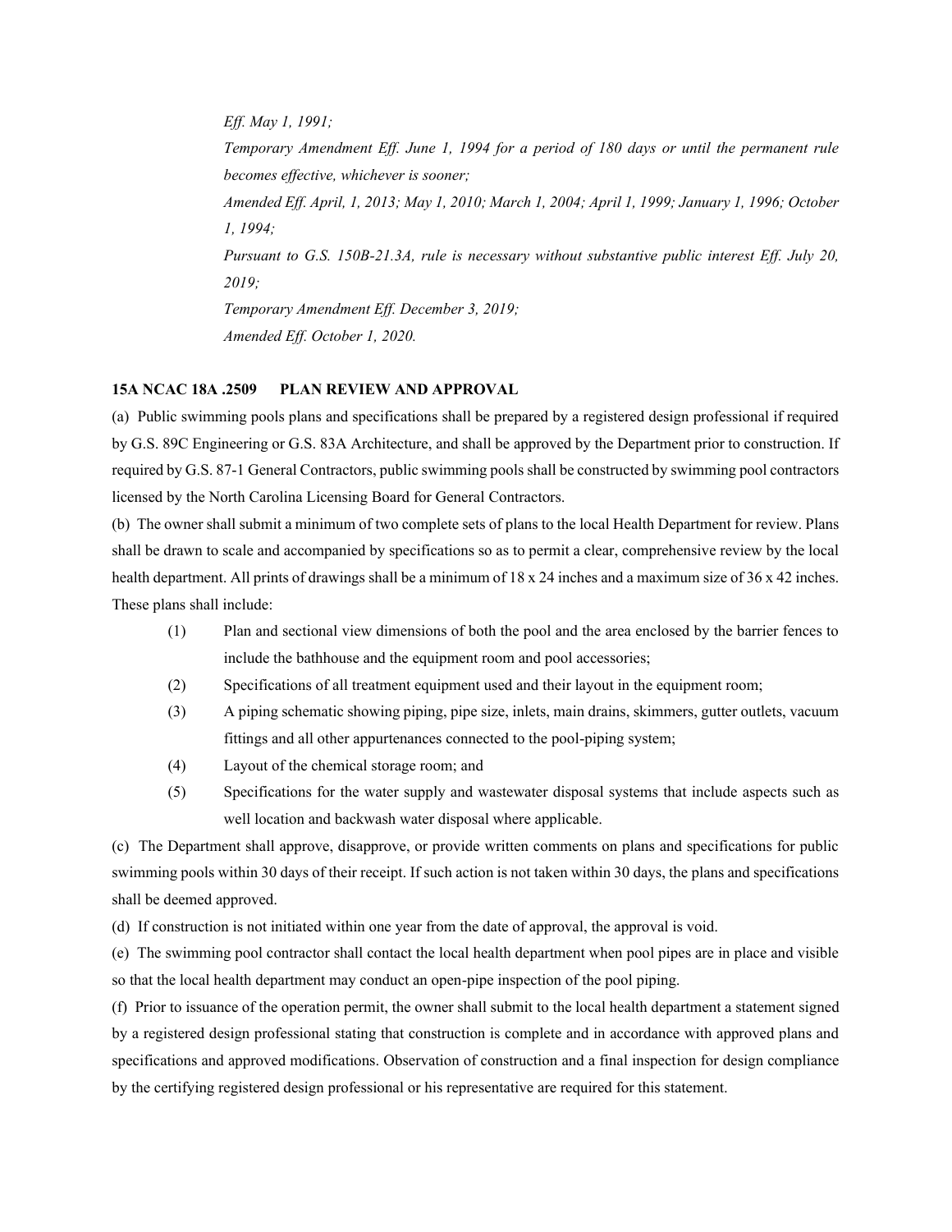*Eff. May 1, 1991;*

*Temporary Amendment Eff. June 1, 1994 for a period of 180 days or until the permanent rule becomes effective, whichever is sooner;*

*Amended Eff. April, 1, 2013; May 1, 2010; March 1, 2004; April 1, 1999; January 1, 1996; October 1, 1994;*

*Pursuant to G.S. 150B-21.3A, rule is necessary without substantive public interest Eff. July 20, 2019;*

*Temporary Amendment Eff. December 3, 2019;*

*Amended Eff. October 1, 2020.*

**15A NCAC 18A .2509 PLAN REVIEW AND APPROVAL**

(a) Public swimming pools plans and specifications shall be prepared by a registered design professional if required by G.S. 89C Engineering or G.S. 83A Architecture, and shall be approved by the Department prior to construction. If required by G.S. 87-1 General Contractors, public swimming pools shall be constructed by swimming pool contractors licensed by the North Carolina Licensing Board for General Contractors.

(b) The owner shall submit a minimum of two complete sets of plans to the local Health Department for review. Plans shall be drawn to scale and accompanied by specifications so as to permit a clear, comprehensive review by the local health department. All prints of drawings shall be a minimum of 18 x 24 inches and a maximum size of 36 x 42 inches. These plans shall include:

(1) Plan and sectional view dimensions of both the pool and the area enclosed by the barrier fences to include the bathhouse and the equipment room and pool accessories;

(2) Specifications of all treatment equipment used and their layout in the equipment room;

(3) A piping schematic showing piping, pipe size, inlets, main drains, skimmers, gutter outlets, vacuum fittings and all other appurtenances connected to the pool-piping system;

(4) Layout of the chemical storage room; and

(5) Specifications for the water supply and wastewater disposal systems that include aspects such as well location and backwash water disposal where applicable.

(c) The Department shall approve, disapprove, or provide written comments on plans and specifications for public swimming pools within 30 days of their receipt. If such action is not taken within 30 days, the plans and specifications shall be deemed approved.

(d) If construction is not initiated within one year from the date of approval, the approval is void.

(e) The swimming pool contractor shall contact the local health department when pool pipes are in place and visible so that the local health department may conduct an open-pipe inspection of the pool piping.

(f) Prior to issuance of the operation permit, the owner shall submit to the local health department a statement signed by a registered design professional stating that construction is complete and in accordance with approved plans and specifications and approved modifications. Observation of construction and a final inspection for design compliance by the certifying registered design professional or his representative are required for this statement.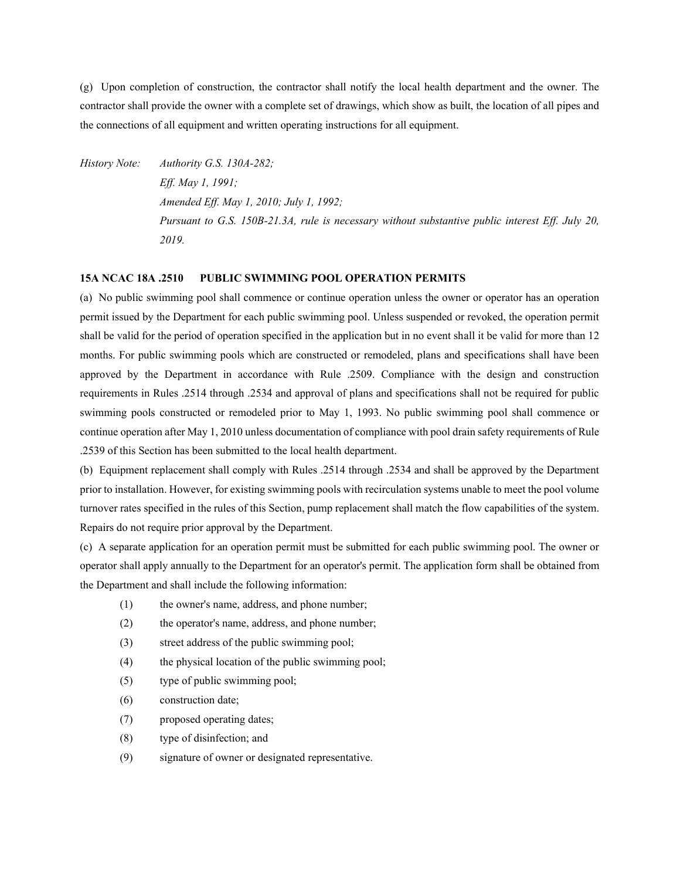(g) Upon completion of construction, the contractor shall notify the local health department and the owner. The contractor shall provide the owner with a complete set of drawings, which show as built, the location of all pipes and the connections of all equipment and written operating instructions for all equipment.

*History Note: Authority G.S. 130A-282;*
*Eff. May 1, 1991;*
*Amended Eff. May 1, 2010; July 1, 1992;*
*Pursuant to G.S. 150B-21.3A, rule is necessary without substantive public interest Eff. July 20, 2019.*

**15A NCAC 18A .2510 PUBLIC SWIMMING POOL OPERATION PERMITS**

(a) No public swimming pool shall commence or continue operation unless the owner or operator has an operation permit issued by the Department for each public swimming pool. Unless suspended or revoked, the operation permit shall be valid for the period of operation specified in the application but in no event shall it be valid for more than 12 months. For public swimming pools which are constructed or remodeled, plans and specifications shall have been approved by the Department in accordance with Rule .2509. Compliance with the design and construction requirements in Rules .2514 through .2534 and approval of plans and specifications shall not be required for public swimming pools constructed or remodeled prior to May 1, 1993. No public swimming pool shall commence or continue operation after May 1, 2010 unless documentation of compliance with pool drain safety requirements of Rule .2539 of this Section has been submitted to the local health department.

(b) Equipment replacement shall comply with Rules .2514 through .2534 and shall be approved by the Department prior to installation. However, for existing swimming pools with recirculation systems unable to meet the pool volume turnover rates specified in the rules of this Section, pump replacement shall match the flow capabilities of the system. Repairs do not require prior approval by the Department.

(c) A separate application for an operation permit must be submitted for each public swimming pool. The owner or operator shall apply annually to the Department for an operator's permit. The application form shall be obtained from the Department and shall include the following information:

(1) the owner's name, address, and phone number;
(2) the operator's name, address, and phone number;
(3) street address of the public swimming pool;
(4) the physical location of the public swimming pool;
(5) type of public swimming pool;
(6) construction date;
(7) proposed operating dates;
(8) type of disinfection; and
(9) signature of owner or designated representative.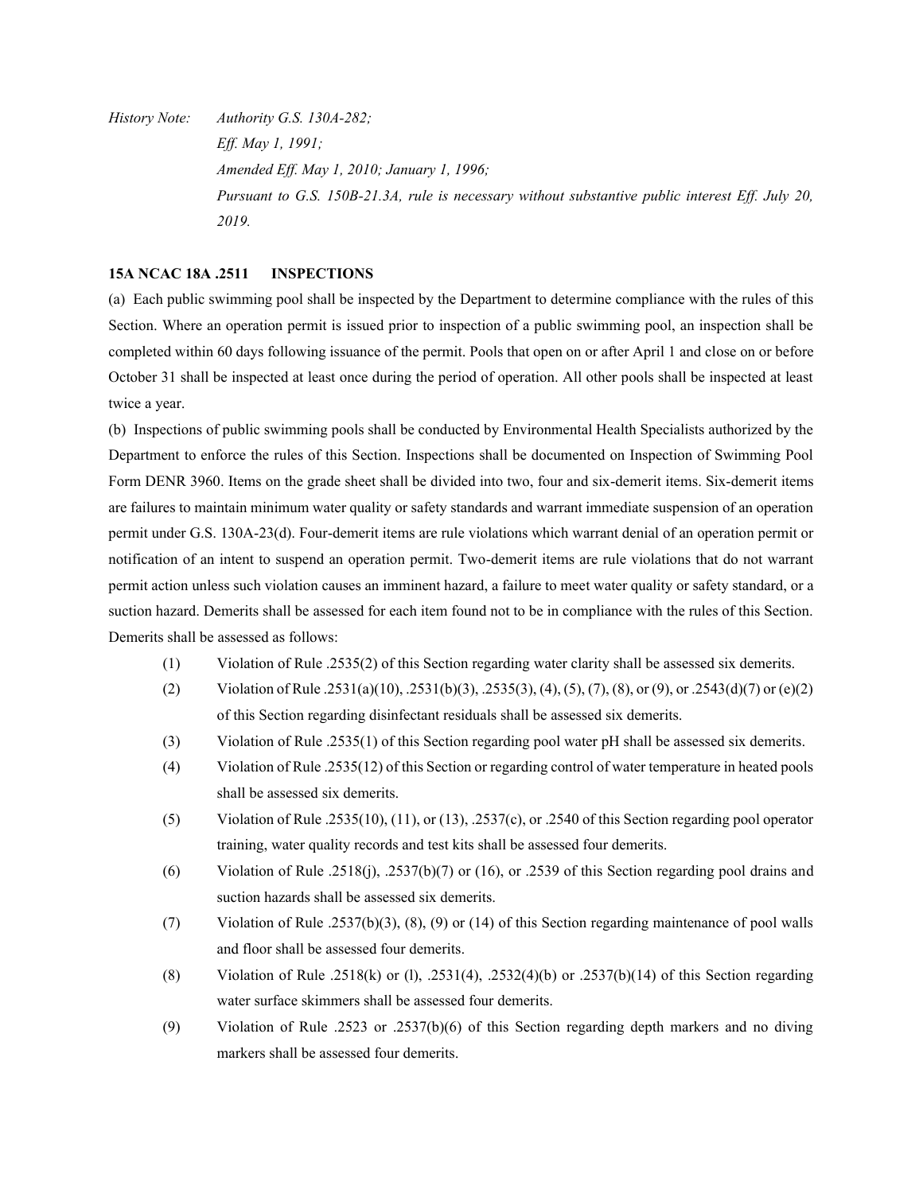*History Note: Authority G.S. 130A-282;*
*Eff. May 1, 1991;*
*Amended Eff. May 1, 2010; January 1, 1996;*
*Pursuant to G.S. 150B-21.3A, rule is necessary without substantive public interest Eff. July 20, 2019.*

**15A NCAC 18A .2511 INSPECTIONS**

(a) Each public swimming pool shall be inspected by the Department to determine compliance with the rules of this Section. Where an operation permit is issued prior to inspection of a public swimming pool, an inspection shall be completed within 60 days following issuance of the permit. Pools that open on or after April 1 and close on or before October 31 shall be inspected at least once during the period of operation. All other pools shall be inspected at least twice a year.

(b) Inspections of public swimming pools shall be conducted by Environmental Health Specialists authorized by the Department to enforce the rules of this Section. Inspections shall be documented on Inspection of Swimming Pool Form DENR 3960. Items on the grade sheet shall be divided into two, four and six-demerit items. Six-demerit items are failures to maintain minimum water quality or safety standards and warrant immediate suspension of an operation permit under G.S. 130A-23(d). Four-demerit items are rule violations which warrant denial of an operation permit or notification of an intent to suspend an operation permit. Two-demerit items are rule violations that do not warrant permit action unless such violation causes an imminent hazard, a failure to meet water quality or safety standard, or a suction hazard. Demerits shall be assessed for each item found not to be in compliance with the rules of this Section. Demerits shall be assessed as follows:

(1) Violation of Rule .2535(2) of this Section regarding water clarity shall be assessed six demerits.

(2) Violation of Rule .2531(a)(10), .2531(b)(3), .2535(3), (4), (5), (7), (8), or (9), or .2543(d)(7) or (e)(2) of this Section regarding disinfectant residuals shall be assessed six demerits.

(3) Violation of Rule .2535(1) of this Section regarding pool water pH shall be assessed six demerits.

(4) Violation of Rule .2535(12) of this Section or regarding control of water temperature in heated pools shall be assessed six demerits.

(5) Violation of Rule .2535(10), (11), or (13), .2537(c), or .2540 of this Section regarding pool operator training, water quality records and test kits shall be assessed four demerits.

(6) Violation of Rule .2518(j), .2537(b)(7) or (16), or .2539 of this Section regarding pool drains and suction hazards shall be assessed six demerits.

(7) Violation of Rule .2537(b)(3), (8), (9) or (14) of this Section regarding maintenance of pool walls and floor shall be assessed four demerits.

(8) Violation of Rule .2518(k) or (l), .2531(4), .2532(4)(b) or .2537(b)(14) of this Section regarding water surface skimmers shall be assessed four demerits.

(9) Violation of Rule .2523 or .2537(b)(6) of this Section regarding depth markers and no diving markers shall be assessed four demerits.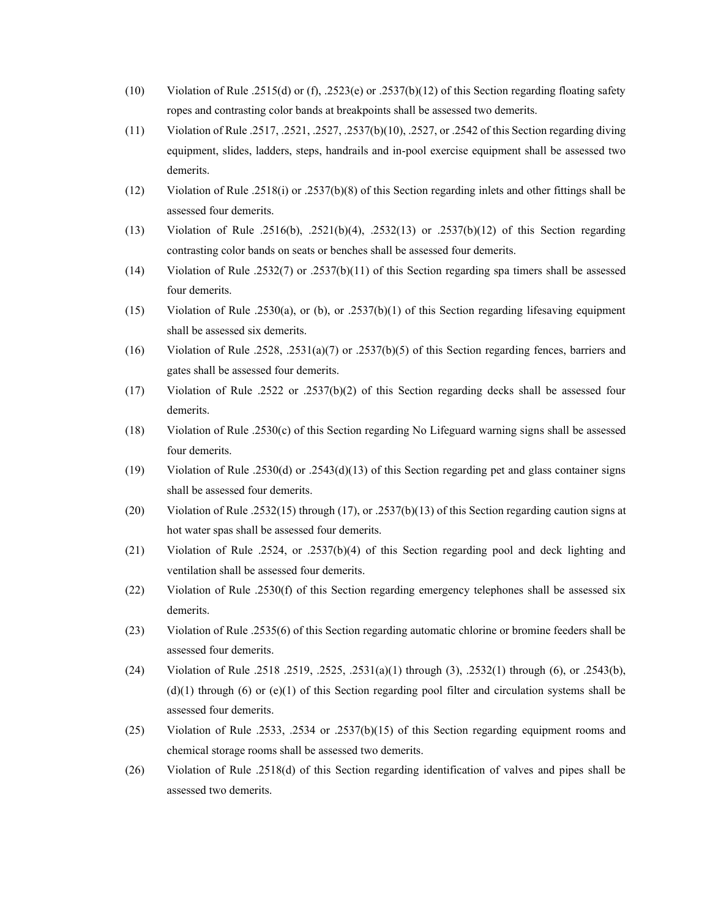(10) Violation of Rule .2515(d) or (f), .2523(e) or .2537(b)(12) of this Section regarding floating safety ropes and contrasting color bands at breakpoints shall be assessed two demerits.

(11) Violation of Rule .2517, .2521, .2527, .2537(b)(10), .2527, or .2542 of this Section regarding diving equipment, slides, ladders, steps, handrails and in-pool exercise equipment shall be assessed two demerits.

(12) Violation of Rule .2518(i) or .2537(b)(8) of this Section regarding inlets and other fittings shall be assessed four demerits.

(13) Violation of Rule .2516(b), .2521(b)(4), .2532(13) or .2537(b)(12) of this Section regarding contrasting color bands on seats or benches shall be assessed four demerits.

(14) Violation of Rule .2532(7) or .2537(b)(11) of this Section regarding spa timers shall be assessed four demerits.

(15) Violation of Rule .2530(a), or (b), or .2537(b)(1) of this Section regarding lifesaving equipment shall be assessed six demerits.

(16) Violation of Rule .2528, .2531(a)(7) or .2537(b)(5) of this Section regarding fences, barriers and gates shall be assessed four demerits.

(17) Violation of Rule .2522 or .2537(b)(2) of this Section regarding decks shall be assessed four demerits.

(18) Violation of Rule .2530(c) of this Section regarding No Lifeguard warning signs shall be assessed four demerits.

(19) Violation of Rule .2530(d) or .2543(d)(13) of this Section regarding pet and glass container signs shall be assessed four demerits.

(20) Violation of Rule .2532(15) through (17), or .2537(b)(13) of this Section regarding caution signs at hot water spas shall be assessed four demerits.

(21) Violation of Rule .2524, or .2537(b)(4) of this Section regarding pool and deck lighting and ventilation shall be assessed four demerits.

(22) Violation of Rule .2530(f) of this Section regarding emergency telephones shall be assessed six demerits.

(23) Violation of Rule .2535(6) of this Section regarding automatic chlorine or bromine feeders shall be assessed four demerits.

(24) Violation of Rule .2518 .2519, .2525, .2531(a)(1) through (3), .2532(1) through (6), or .2543(b), (d)(1) through (6) or (e)(1) of this Section regarding pool filter and circulation systems shall be assessed four demerits.

(25) Violation of Rule .2533, .2534 or .2537(b)(15) of this Section regarding equipment rooms and chemical storage rooms shall be assessed two demerits.

(26) Violation of Rule .2518(d) of this Section regarding identification of valves and pipes shall be assessed two demerits.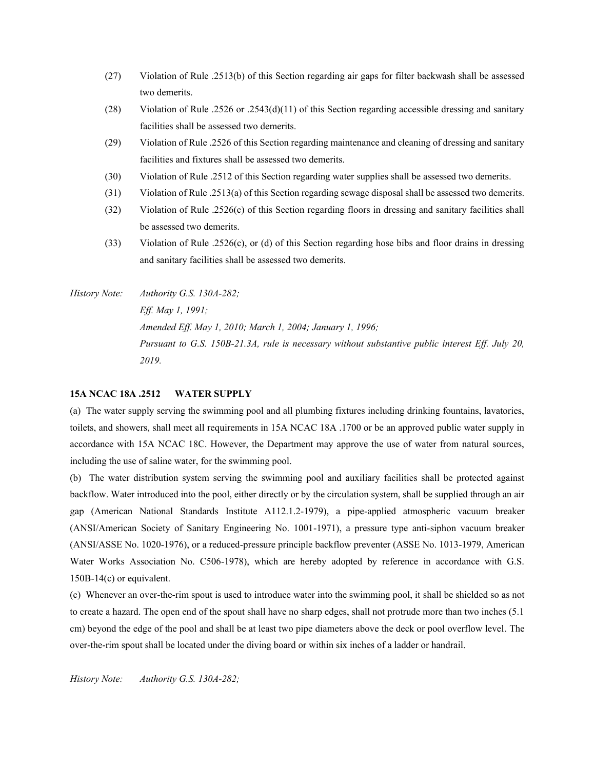(27) Violation of Rule .2513(b) of this Section regarding air gaps for filter backwash shall be assessed two demerits.

(28) Violation of Rule .2526 or .2543(d)(11) of this Section regarding accessible dressing and sanitary facilities shall be assessed two demerits.

(29) Violation of Rule .2526 of this Section regarding maintenance and cleaning of dressing and sanitary facilities and fixtures shall be assessed two demerits.

(30) Violation of Rule .2512 of this Section regarding water supplies shall be assessed two demerits.

(31) Violation of Rule .2513(a) of this Section regarding sewage disposal shall be assessed two demerits.

(32) Violation of Rule .2526(c) of this Section regarding floors in dressing and sanitary facilities shall be assessed two demerits.

(33) Violation of Rule .2526(c), or (d) of this Section regarding hose bibs and floor drains in dressing and sanitary facilities shall be assessed two demerits.

*History Note: Authority G.S. 130A-282;*
*Eff. May 1, 1991;*
*Amended Eff. May 1, 2010; March 1, 2004; January 1, 1996;*
*Pursuant to G.S. 150B-21.3A, rule is necessary without substantive public interest Eff. July 20, 2019.*

**15A NCAC 18A .2512 WATER SUPPLY**

(a) The water supply serving the swimming pool and all plumbing fixtures including drinking fountains, lavatories, toilets, and showers, shall meet all requirements in 15A NCAC 18A .1700 or be an approved public water supply in accordance with 15A NCAC 18C. However, the Department may approve the use of water from natural sources, including the use of saline water, for the swimming pool.

(b) The water distribution system serving the swimming pool and auxiliary facilities shall be protected against backflow. Water introduced into the pool, either directly or by the circulation system, shall be supplied through an air gap (American National Standards Institute A112.1.2-1979), a pipe-applied atmospheric vacuum breaker (ANSI/American Society of Sanitary Engineering No. 1001-1971), a pressure type anti-siphon vacuum breaker (ANSI/ASSE No. 1020-1976), or a reduced-pressure principle backflow preventer (ASSE No. 1013-1979, American Water Works Association No. C506-1978), which are hereby adopted by reference in accordance with G.S. 150B-14(c) or equivalent.

(c) Whenever an over-the-rim spout is used to introduce water into the swimming pool, it shall be shielded so as not to create a hazard. The open end of the spout shall have no sharp edges, shall not protrude more than two inches (5.1 cm) beyond the edge of the pool and shall be at least two pipe diameters above the deck or pool overflow level. The over-the-rim spout shall be located under the diving board or within six inches of a ladder or handrail.

*History Note: Authority G.S. 130A-282;*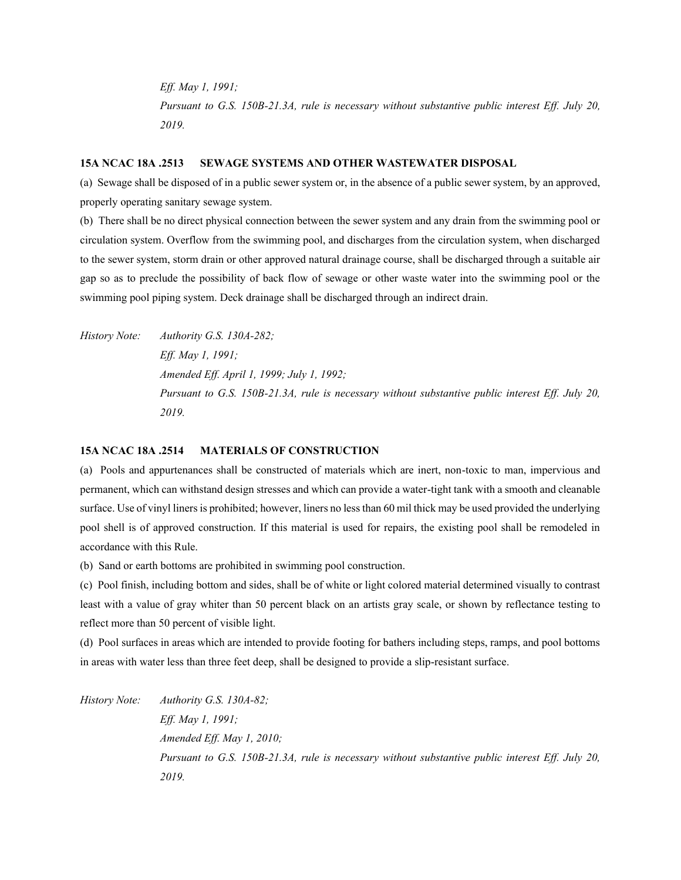*Eff. May 1, 1991;*
*Pursuant to G.S. 150B-21.3A, rule is necessary without substantive public interest Eff. July 20, 2019.*

### 15A NCAC 18A .2513 SEWAGE SYSTEMS AND OTHER WASTEWATER DISPOSAL

(a) Sewage shall be disposed of in a public sewer system or, in the absence of a public sewer system, by an approved, properly operating sanitary sewage system.

(b) There shall be no direct physical connection between the sewer system and any drain from the swimming pool or circulation system. Overflow from the swimming pool, and discharges from the circulation system, when discharged to the sewer system, storm drain or other approved natural drainage course, shall be discharged through a suitable air gap so as to preclude the possibility of back flow of sewage or other waste water into the swimming pool or the swimming pool piping system. Deck drainage shall be discharged through an indirect drain.

*History Note: Authority G.S. 130A-282;*
*Eff. May 1, 1991;*
*Amended Eff. April 1, 1999; July 1, 1992;*
*Pursuant to G.S. 150B-21.3A, rule is necessary without substantive public interest Eff. July 20, 2019.*

### 15A NCAC 18A .2514 MATERIALS OF CONSTRUCTION

(a) Pools and appurtenances shall be constructed of materials which are inert, non-toxic to man, impervious and permanent, which can withstand design stresses and which can provide a water-tight tank with a smooth and cleanable surface. Use of vinyl liners is prohibited; however, liners no less than 60 mil thick may be used provided the underlying pool shell is of approved construction. If this material is used for repairs, the existing pool shall be remodeled in accordance with this Rule.

(b) Sand or earth bottoms are prohibited in swimming pool construction.

(c) Pool finish, including bottom and sides, shall be of white or light colored material determined visually to contrast least with a value of gray whiter than 50 percent black on an artists gray scale, or shown by reflectance testing to reflect more than 50 percent of visible light.

(d) Pool surfaces in areas which are intended to provide footing for bathers including steps, ramps, and pool bottoms in areas with water less than three feet deep, shall be designed to provide a slip-resistant surface.

*History Note: Authority G.S. 130A-82;*
*Eff. May 1, 1991;*
*Amended Eff. May 1, 2010;*
*Pursuant to G.S. 150B-21.3A, rule is necessary without substantive public interest Eff. July 20, 2019.*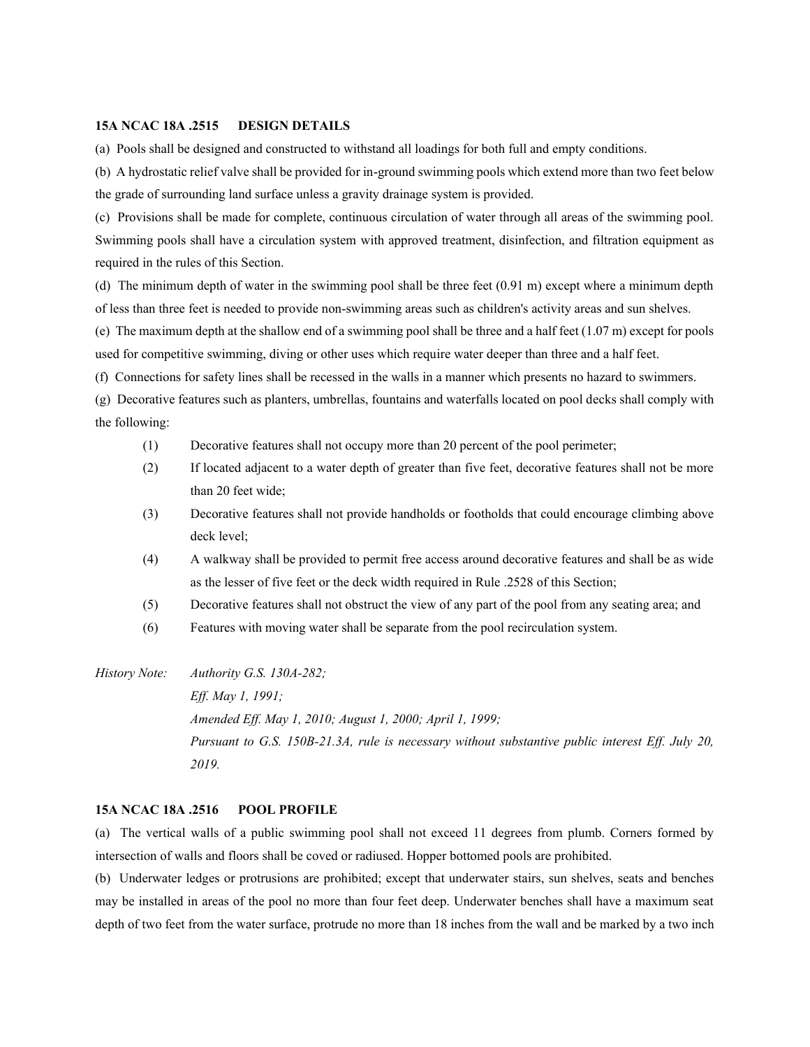**15A NCAC 18A .2515 DESIGN DETAILS**

(a) Pools shall be designed and constructed to withstand all loadings for both full and empty conditions.

(b) A hydrostatic relief valve shall be provided for in-ground swimming pools which extend more than two feet below the grade of surrounding land surface unless a gravity drainage system is provided.

(c) Provisions shall be made for complete, continuous circulation of water through all areas of the swimming pool. Swimming pools shall have a circulation system with approved treatment, disinfection, and filtration equipment as required in the rules of this Section.

(d) The minimum depth of water in the swimming pool shall be three feet (0.91 m) except where a minimum depth of less than three feet is needed to provide non-swimming areas such as children's activity areas and sun shelves.

(e) The maximum depth at the shallow end of a swimming pool shall be three and a half feet (1.07 m) except for pools used for competitive swimming, diving or other uses which require water deeper than three and a half feet.

(f) Connections for safety lines shall be recessed in the walls in a manner which presents no hazard to swimmers.

(g) Decorative features such as planters, umbrellas, fountains and waterfalls located on pool decks shall comply with the following:

(1) Decorative features shall not occupy more than 20 percent of the pool perimeter;

(2) If located adjacent to a water depth of greater than five feet, decorative features shall not be more than 20 feet wide;

(3) Decorative features shall not provide handholds or footholds that could encourage climbing above deck level;

(4) A walkway shall be provided to permit free access around decorative features and shall be as wide as the lesser of five feet or the deck width required in Rule .2528 of this Section;

(5) Decorative features shall not obstruct the view of any part of the pool from any seating area; and

(6) Features with moving water shall be separate from the pool recirculation system.

*History Note: Authority G.S. 130A-282;*
*Eff. May 1, 1991;*
*Amended Eff. May 1, 2010; August 1, 2000; April 1, 1999;*
*Pursuant to G.S. 150B-21.3A, rule is necessary without substantive public interest Eff. July 20, 2019.*

**15A NCAC 18A .2516 POOL PROFILE**

(a) The vertical walls of a public swimming pool shall not exceed 11 degrees from plumb. Corners formed by intersection of walls and floors shall be coved or radiused. Hopper bottomed pools are prohibited.

(b) Underwater ledges or protrusions are prohibited; except that underwater stairs, sun shelves, seats and benches may be installed in areas of the pool no more than four feet deep. Underwater benches shall have a maximum seat depth of two feet from the water surface, protrude no more than 18 inches from the wall and be marked by a two inch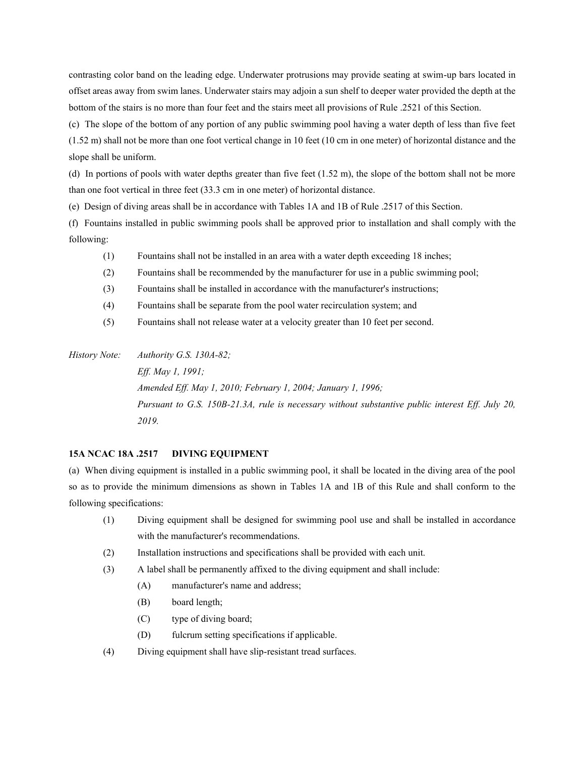contrasting color band on the leading edge. Underwater protrusions may provide seating at swim-up bars located in offset areas away from swim lanes. Underwater stairs may adjoin a sun shelf to deeper water provided the depth at the bottom of the stairs is no more than four feet and the stairs meet all provisions of Rule .2521 of this Section.

(c) The slope of the bottom of any portion of any public swimming pool having a water depth of less than five feet (1.52 m) shall not be more than one foot vertical change in 10 feet (10 cm in one meter) of horizontal distance and the slope shall be uniform.

(d) In portions of pools with water depths greater than five feet (1.52 m), the slope of the bottom shall not be more than one foot vertical in three feet (33.3 cm in one meter) of horizontal distance.

(e) Design of diving areas shall be in accordance with Tables 1A and 1B of Rule .2517 of this Section.

(f) Fountains installed in public swimming pools shall be approved prior to installation and shall comply with the following:

- (1) Fountains shall not be installed in an area with a water depth exceeding 18 inches;
- (2) Fountains shall be recommended by the manufacturer for use in a public swimming pool;
- (3) Fountains shall be installed in accordance with the manufacturer's instructions;
- (4) Fountains shall be separate from the pool water recirculation system; and
- (5) Fountains shall not release water at a velocity greater than 10 feet per second.

*History Note: Authority G.S. 130A-82;*
*Eff. May 1, 1991;*
*Amended Eff. May 1, 2010; February 1, 2004; January 1, 1996;*
*Pursuant to G.S. 150B-21.3A, rule is necessary without substantive public interest Eff. July 20, 2019.*

**15A NCAC 18A .2517 DIVING EQUIPMENT**

(a) When diving equipment is installed in a public swimming pool, it shall be located in the diving area of the pool so as to provide the minimum dimensions as shown in Tables 1A and 1B of this Rule and shall conform to the following specifications:

- (1) Diving equipment shall be designed for swimming pool use and shall be installed in accordance with the manufacturer's recommendations.
- (2) Installation instructions and specifications shall be provided with each unit.
- (3) A label shall be permanently affixed to the diving equipment and shall include:
  - (A) manufacturer's name and address;
  - (B) board length;
  - (C) type of diving board;
  - (D) fulcrum setting specifications if applicable.
- (4) Diving equipment shall have slip-resistant tread surfaces.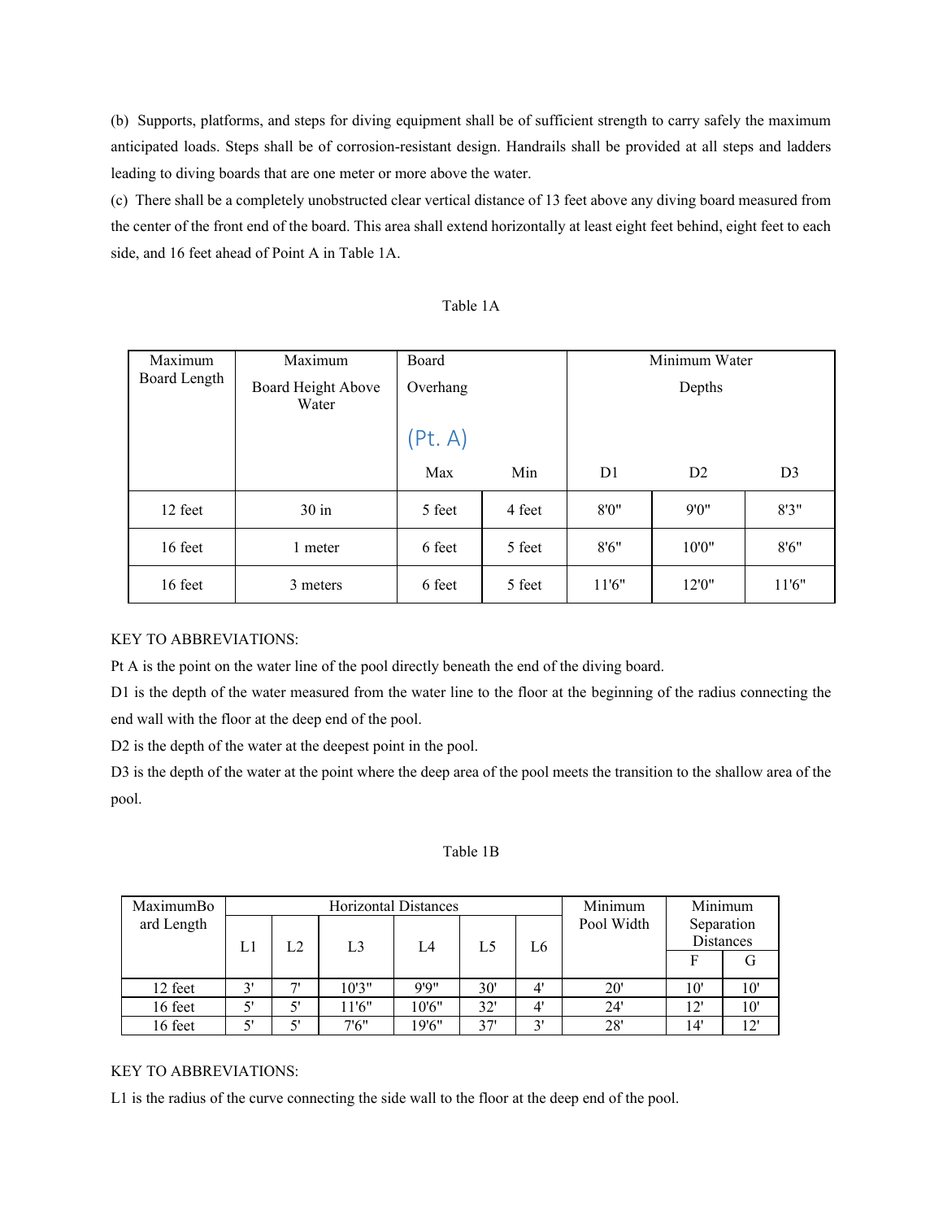(b) Supports, platforms, and steps for diving equipment shall be of sufficient strength to carry safely the maximum anticipated loads. Steps shall be of corrosion-resistant design. Handrails shall be provided at all steps and ladders leading to diving boards that are one meter or more above the water.

(c) There shall be a completely unobstructed clear vertical distance of 13 feet above any diving board measured from the center of the front end of the board. This area shall extend horizontally at least eight feet behind, eight feet to each side, and 16 feet ahead of Point A in Table 1A.

Table 1A

| Maximum Board Length | Maximum Board Height Above Water | Board Overhang (Pt. A) | | Minimum Water Depths | | |
|---|---|---|---|---|---|---|
| | | Max | Min | D1 | D2 | D3 |
| 12 feet | 30 in | 5 feet | 4 feet | 8'0" | 9'0" | 8'3" |
| 16 feet | 1 meter | 6 feet | 5 feet | 8'6" | 10'0" | 8'6" |
| 16 feet | 3 meters | 6 feet | 5 feet | 11'6" | 12'0" | 11'6" |

KEY TO ABBREVIATIONS:

Pt A is the point on the water line of the pool directly beneath the end of the diving board.

D1 is the depth of the water measured from the water line to the floor at the beginning of the radius connecting the end wall with the floor at the deep end of the pool.

D2 is the depth of the water at the deepest point in the pool.

D3 is the depth of the water at the point where the deep area of the pool meets the transition to the shallow area of the pool.

Table 1B

| MaximumBoard Length | Horizontal Distances | | | | | | Minimum Pool Width | Minimum Separation Distances | |
|---|---|---|---|---|---|---|---|---|---|
| | L1 | L2 | L3 | L4 | L5 | L6 | | F | G |
| 12 feet | 3' | 7' | 10'3" | 9'9" | 30' | 4' | 20' | 10' | 10' |
| 16 feet | 5' | 5' | 11'6" | 10'6" | 32' | 4' | 24' | 12' | 10' |
| 16 feet | 5' | 5' | 7'6" | 19'6" | 37' | 3' | 28' | 14' | 12' |

KEY TO ABBREVIATIONS:

L1 is the radius of the curve connecting the side wall to the floor at the deep end of the pool.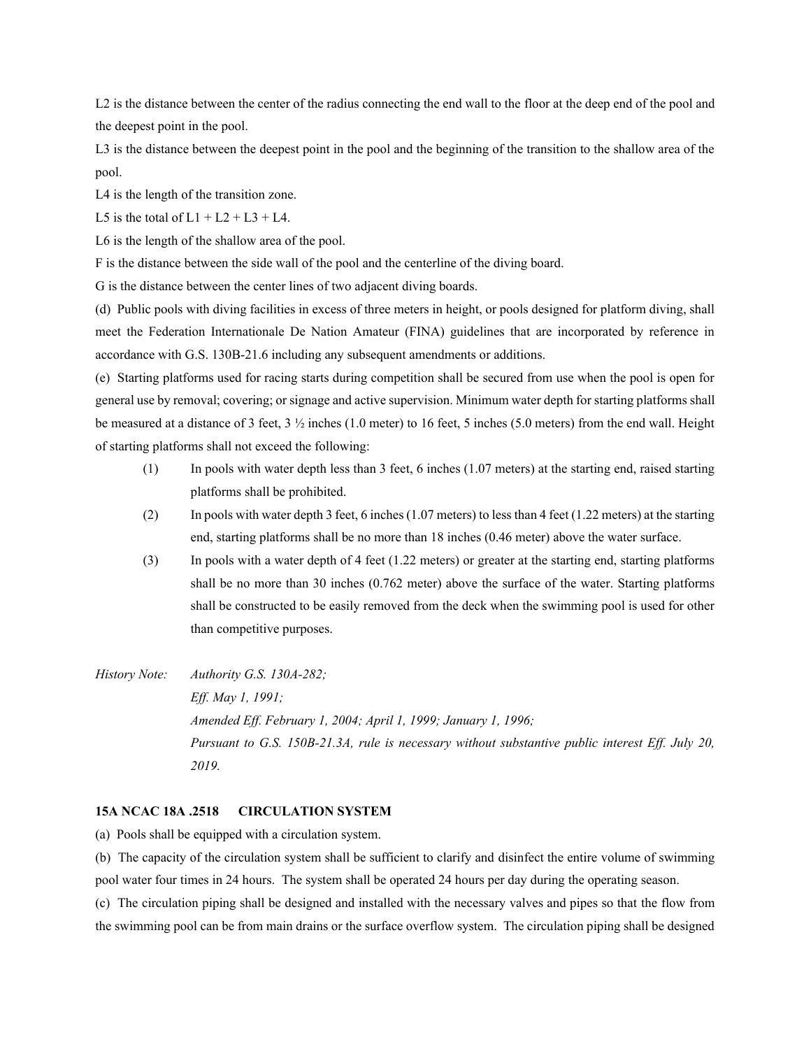L2 is the distance between the center of the radius connecting the end wall to the floor at the deep end of the pool and the deepest point in the pool.

L3 is the distance between the deepest point in the pool and the beginning of the transition to the shallow area of the pool.

L4 is the length of the transition zone.

L5 is the total of L1 + L2 + L3 + L4.

L6 is the length of the shallow area of the pool.

F is the distance between the side wall of the pool and the centerline of the diving board.

G is the distance between the center lines of two adjacent diving boards.

(d) Public pools with diving facilities in excess of three meters in height, or pools designed for platform diving, shall meet the Federation Internationale De Nation Amateur (FINA) guidelines that are incorporated by reference in accordance with G.S. 130B-21.6 including any subsequent amendments or additions.

(e) Starting platforms used for racing starts during competition shall be secured from use when the pool is open for general use by removal; covering; or signage and active supervision. Minimum water depth for starting platforms shall be measured at a distance of 3 feet, 3 ½ inches (1.0 meter) to 16 feet, 5 inches (5.0 meters) from the end wall. Height of starting platforms shall not exceed the following:

- (1) In pools with water depth less than 3 feet, 6 inches (1.07 meters) at the starting end, raised starting platforms shall be prohibited.
- (2) In pools with water depth 3 feet, 6 inches (1.07 meters) to less than 4 feet (1.22 meters) at the starting end, starting platforms shall be no more than 18 inches (0.46 meter) above the water surface.
- (3) In pools with a water depth of 4 feet (1.22 meters) or greater at the starting end, starting platforms shall be no more than 30 inches (0.762 meter) above the surface of the water. Starting platforms shall be constructed to be easily removed from the deck when the swimming pool is used for other than competitive purposes.

*History Note: Authority G.S. 130A-282;*
*Eff. May 1, 1991;*
*Amended Eff. February 1, 2004; April 1, 1999; January 1, 1996;*
*Pursuant to G.S. 150B-21.3A, rule is necessary without substantive public interest Eff. July 20, 2019.*

**15A NCAC 18A .2518 CIRCULATION SYSTEM**

(a) Pools shall be equipped with a circulation system.

(b) The capacity of the circulation system shall be sufficient to clarify and disinfect the entire volume of swimming pool water four times in 24 hours. The system shall be operated 24 hours per day during the operating season.

(c) The circulation piping shall be designed and installed with the necessary valves and pipes so that the flow from the swimming pool can be from main drains or the surface overflow system. The circulation piping shall be designed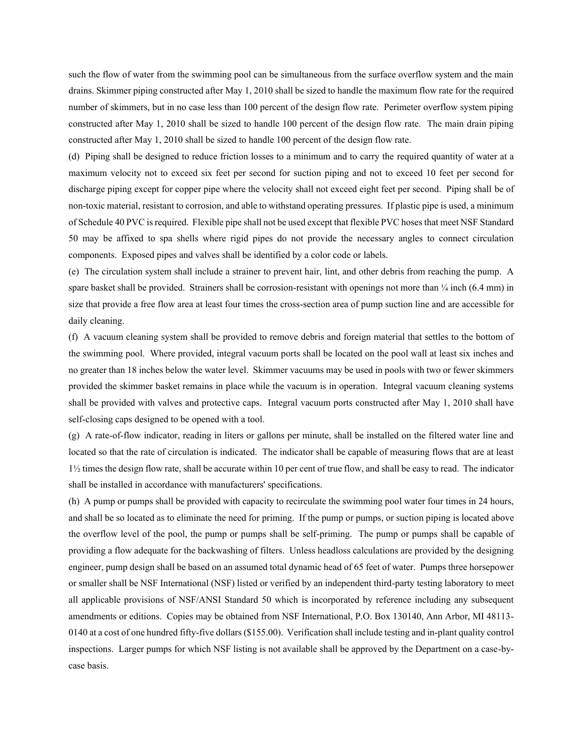such the flow of water from the swimming pool can be simultaneous from the surface overflow system and the main drains. Skimmer piping constructed after May 1, 2010 shall be sized to handle the maximum flow rate for the required number of skimmers, but in no case less than 100 percent of the design flow rate. Perimeter overflow system piping constructed after May 1, 2010 shall be sized to handle 100 percent of the design flow rate. The main drain piping constructed after May 1, 2010 shall be sized to handle 100 percent of the design flow rate.

(d) Piping shall be designed to reduce friction losses to a minimum and to carry the required quantity of water at a maximum velocity not to exceed six feet per second for suction piping and not to exceed 10 feet per second for discharge piping except for copper pipe where the velocity shall not exceed eight feet per second. Piping shall be of non-toxic material, resistant to corrosion, and able to withstand operating pressures. If plastic pipe is used, a minimum of Schedule 40 PVC is required. Flexible pipe shall not be used except that flexible PVC hoses that meet NSF Standard 50 may be affixed to spa shells where rigid pipes do not provide the necessary angles to connect circulation components. Exposed pipes and valves shall be identified by a color code or labels.

(e) The circulation system shall include a strainer to prevent hair, lint, and other debris from reaching the pump. A spare basket shall be provided. Strainers shall be corrosion-resistant with openings not more than ¼ inch (6.4 mm) in size that provide a free flow area at least four times the cross-section area of pump suction line and are accessible for daily cleaning.

(f) A vacuum cleaning system shall be provided to remove debris and foreign material that settles to the bottom of the swimming pool. Where provided, integral vacuum ports shall be located on the pool wall at least six inches and no greater than 18 inches below the water level. Skimmer vacuums may be used in pools with two or fewer skimmers provided the skimmer basket remains in place while the vacuum is in operation. Integral vacuum cleaning systems shall be provided with valves and protective caps. Integral vacuum ports constructed after May 1, 2010 shall have self-closing caps designed to be opened with a tool.

(g) A rate-of-flow indicator, reading in liters or gallons per minute, shall be installed on the filtered water line and located so that the rate of circulation is indicated. The indicator shall be capable of measuring flows that are at least 1½ times the design flow rate, shall be accurate within 10 per cent of true flow, and shall be easy to read. The indicator shall be installed in accordance with manufacturers' specifications.

(h) A pump or pumps shall be provided with capacity to recirculate the swimming pool water four times in 24 hours, and shall be so located as to eliminate the need for priming. If the pump or pumps, or suction piping is located above the overflow level of the pool, the pump or pumps shall be self-priming. The pump or pumps shall be capable of providing a flow adequate for the backwashing of filters. Unless headloss calculations are provided by the designing engineer, pump design shall be based on an assumed total dynamic head of 65 feet of water. Pumps three horsepower or smaller shall be NSF International (NSF) listed or verified by an independent third-party testing laboratory to meet all applicable provisions of NSF/ANSI Standard 50 which is incorporated by reference including any subsequent amendments or editions. Copies may be obtained from NSF International, P.O. Box 130140, Ann Arbor, MI 48113-0140 at a cost of one hundred fifty-five dollars ($155.00). Verification shall include testing and in-plant quality control inspections. Larger pumps for which NSF listing is not available shall be approved by the Department on a case-by-case basis.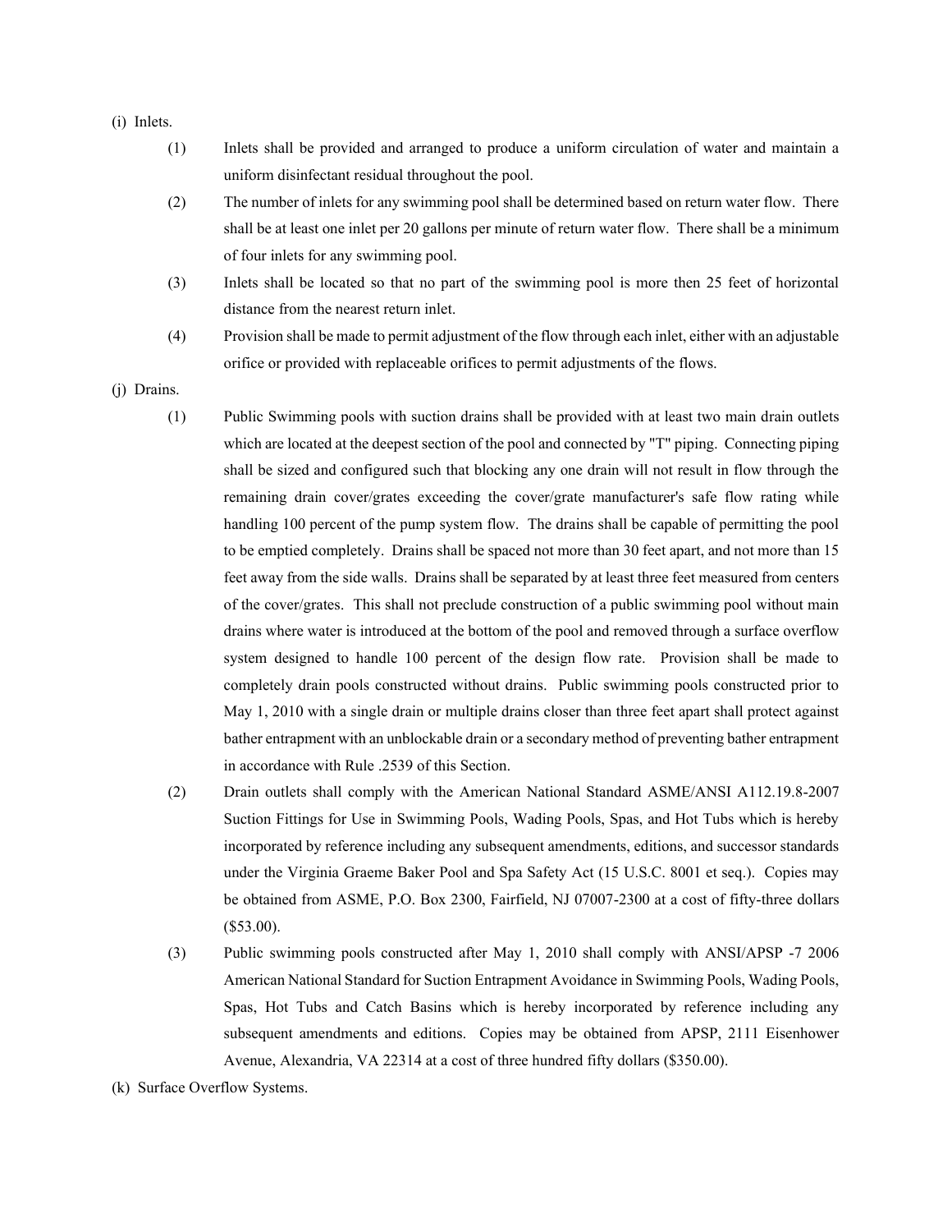(i) Inlets.

(1) Inlets shall be provided and arranged to produce a uniform circulation of water and maintain a uniform disinfectant residual throughout the pool.

(2) The number of inlets for any swimming pool shall be determined based on return water flow. There shall be at least one inlet per 20 gallons per minute of return water flow. There shall be a minimum of four inlets for any swimming pool.

(3) Inlets shall be located so that no part of the swimming pool is more then 25 feet of horizontal distance from the nearest return inlet.

(4) Provision shall be made to permit adjustment of the flow through each inlet, either with an adjustable orifice or provided with replaceable orifices to permit adjustments of the flows.

(j) Drains.

(1) Public Swimming pools with suction drains shall be provided with at least two main drain outlets which are located at the deepest section of the pool and connected by "T" piping. Connecting piping shall be sized and configured such that blocking any one drain will not result in flow through the remaining drain cover/grates exceeding the cover/grate manufacturer's safe flow rating while handling 100 percent of the pump system flow. The drains shall be capable of permitting the pool to be emptied completely. Drains shall be spaced not more than 30 feet apart, and not more than 15 feet away from the side walls. Drains shall be separated by at least three feet measured from centers of the cover/grates. This shall not preclude construction of a public swimming pool without main drains where water is introduced at the bottom of the pool and removed through a surface overflow system designed to handle 100 percent of the design flow rate. Provision shall be made to completely drain pools constructed without drains. Public swimming pools constructed prior to May 1, 2010 with a single drain or multiple drains closer than three feet apart shall protect against bather entrapment with an unblockable drain or a secondary method of preventing bather entrapment in accordance with Rule .2539 of this Section.

(2) Drain outlets shall comply with the American National Standard ASME/ANSI A112.19.8-2007 Suction Fittings for Use in Swimming Pools, Wading Pools, Spas, and Hot Tubs which is hereby incorporated by reference including any subsequent amendments, editions, and successor standards under the Virginia Graeme Baker Pool and Spa Safety Act (15 U.S.C. 8001 et seq.). Copies may be obtained from ASME, P.O. Box 2300, Fairfield, NJ 07007-2300 at a cost of fifty-three dollars ($53.00).

(3) Public swimming pools constructed after May 1, 2010 shall comply with ANSI/APSP -7 2006 American National Standard for Suction Entrapment Avoidance in Swimming Pools, Wading Pools, Spas, Hot Tubs and Catch Basins which is hereby incorporated by reference including any subsequent amendments and editions. Copies may be obtained from APSP, 2111 Eisenhower Avenue, Alexandria, VA 22314 at a cost of three hundred fifty dollars ($350.00).

(k) Surface Overflow Systems.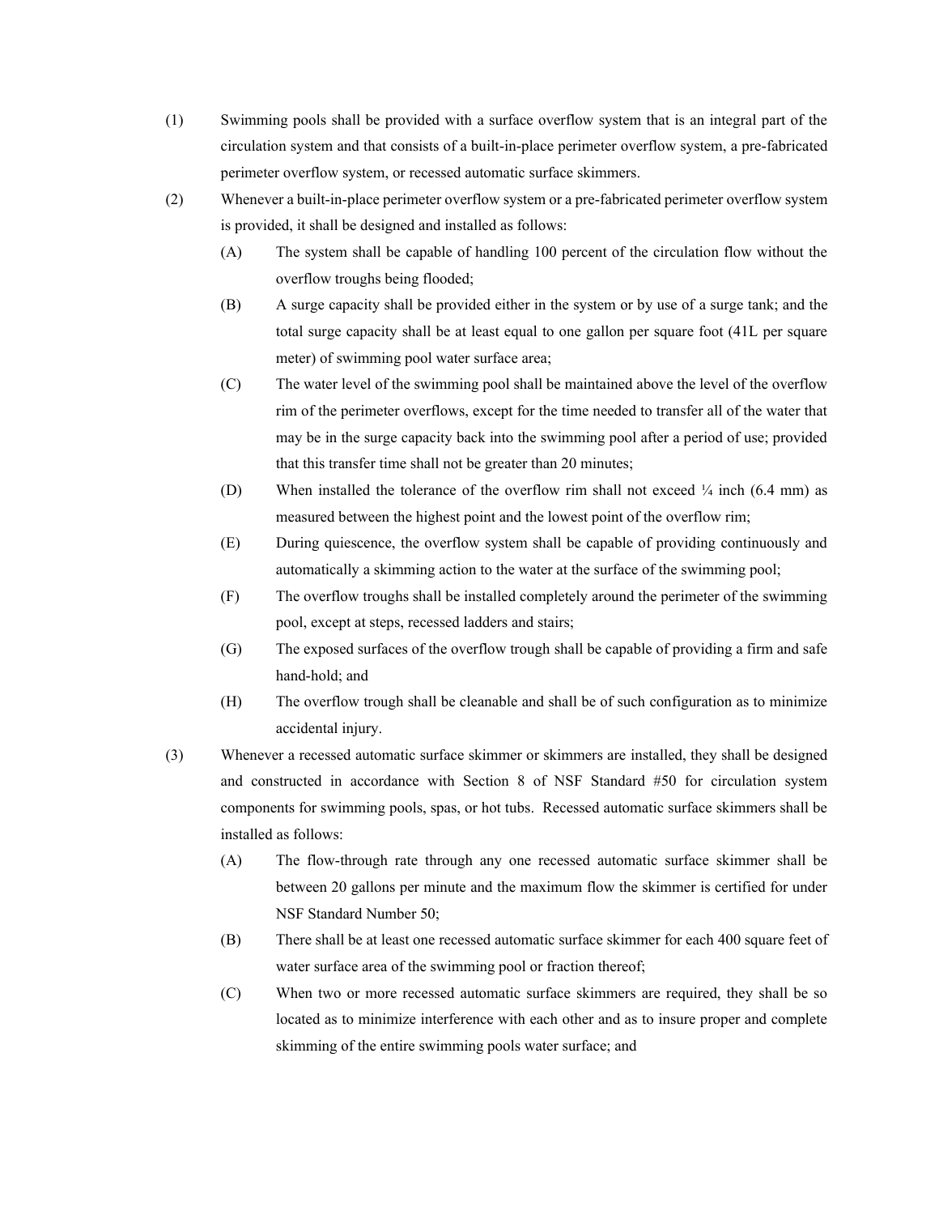(1) Swimming pools shall be provided with a surface overflow system that is an integral part of the circulation system and that consists of a built-in-place perimeter overflow system, a pre-fabricated perimeter overflow system, or recessed automatic surface skimmers.

(2) Whenever a built-in-place perimeter overflow system or a pre-fabricated perimeter overflow system is provided, it shall be designed and installed as follows:

  (A) The system shall be capable of handling 100 percent of the circulation flow without the overflow troughs being flooded;

  (B) A surge capacity shall be provided either in the system or by use of a surge tank; and the total surge capacity shall be at least equal to one gallon per square foot (41L per square meter) of swimming pool water surface area;

  (C) The water level of the swimming pool shall be maintained above the level of the overflow rim of the perimeter overflows, except for the time needed to transfer all of the water that may be in the surge capacity back into the swimming pool after a period of use; provided that this transfer time shall not be greater than 20 minutes;

  (D) When installed the tolerance of the overflow rim shall not exceed ¼ inch (6.4 mm) as measured between the highest point and the lowest point of the overflow rim;

  (E) During quiescence, the overflow system shall be capable of providing continuously and automatically a skimming action to the water at the surface of the swimming pool;

  (F) The overflow troughs shall be installed completely around the perimeter of the swimming pool, except at steps, recessed ladders and stairs;

  (G) The exposed surfaces of the overflow trough shall be capable of providing a firm and safe hand-hold; and

  (H) The overflow trough shall be cleanable and shall be of such configuration as to minimize accidental injury.

(3) Whenever a recessed automatic surface skimmer or skimmers are installed, they shall be designed and constructed in accordance with Section 8 of NSF Standard #50 for circulation system components for swimming pools, spas, or hot tubs. Recessed automatic surface skimmers shall be installed as follows:

  (A) The flow-through rate through any one recessed automatic surface skimmer shall be between 20 gallons per minute and the maximum flow the skimmer is certified for under NSF Standard Number 50;

  (B) There shall be at least one recessed automatic surface skimmer for each 400 square feet of water surface area of the swimming pool or fraction thereof;

  (C) When two or more recessed automatic surface skimmers are required, they shall be so located as to minimize interference with each other and as to insure proper and complete skimming of the entire swimming pools water surface; and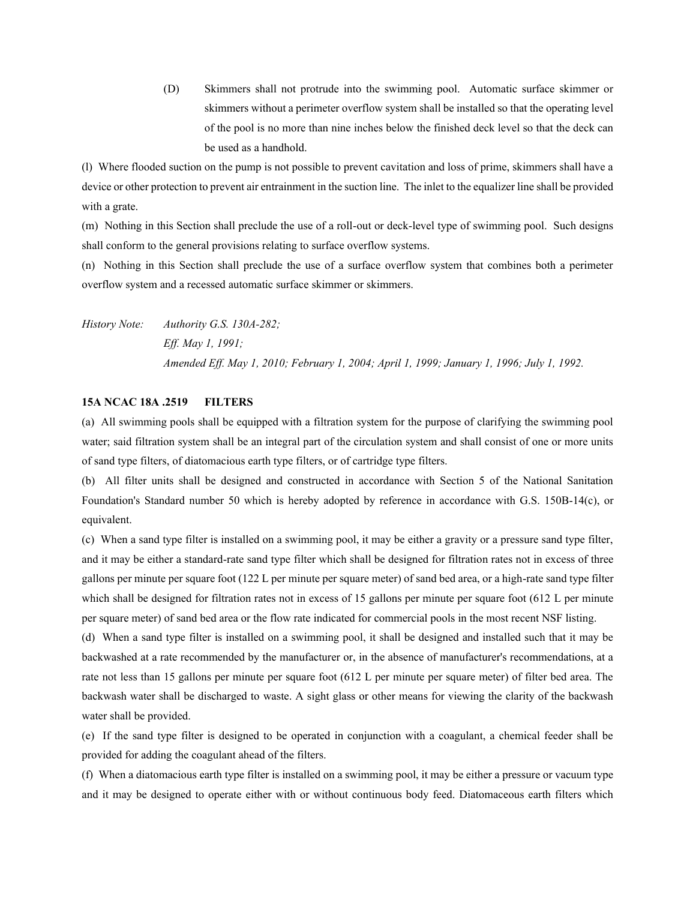(D) Skimmers shall not protrude into the swimming pool. Automatic surface skimmer or skimmers without a perimeter overflow system shall be installed so that the operating level of the pool is no more than nine inches below the finished deck level so that the deck can be used as a handhold.

(l) Where flooded suction on the pump is not possible to prevent cavitation and loss of prime, skimmers shall have a device or other protection to prevent air entrainment in the suction line. The inlet to the equalizer line shall be provided with a grate.

(m) Nothing in this Section shall preclude the use of a roll-out or deck-level type of swimming pool. Such designs shall conform to the general provisions relating to surface overflow systems.

(n) Nothing in this Section shall preclude the use of a surface overflow system that combines both a perimeter overflow system and a recessed automatic surface skimmer or skimmers.

*History Note: Authority G.S. 130A-282;*
*Eff. May 1, 1991;*
*Amended Eff. May 1, 2010; February 1, 2004; April 1, 1999; January 1, 1996; July 1, 1992.*

**15A NCAC 18A .2519 FILTERS**

(a) All swimming pools shall be equipped with a filtration system for the purpose of clarifying the swimming pool water; said filtration system shall be an integral part of the circulation system and shall consist of one or more units of sand type filters, of diatomacious earth type filters, or of cartridge type filters.

(b) All filter units shall be designed and constructed in accordance with Section 5 of the National Sanitation Foundation's Standard number 50 which is hereby adopted by reference in accordance with G.S. 150B-14(c), or equivalent.

(c) When a sand type filter is installed on a swimming pool, it may be either a gravity or a pressure sand type filter, and it may be either a standard-rate sand type filter which shall be designed for filtration rates not in excess of three gallons per minute per square foot (122 L per minute per square meter) of sand bed area, or a high-rate sand type filter which shall be designed for filtration rates not in excess of 15 gallons per minute per square foot (612 L per minute per square meter) of sand bed area or the flow rate indicated for commercial pools in the most recent NSF listing.

(d) When a sand type filter is installed on a swimming pool, it shall be designed and installed such that it may be backwashed at a rate recommended by the manufacturer or, in the absence of manufacturer's recommendations, at a rate not less than 15 gallons per minute per square foot (612 L per minute per square meter) of filter bed area. The backwash water shall be discharged to waste. A sight glass or other means for viewing the clarity of the backwash water shall be provided.

(e) If the sand type filter is designed to be operated in conjunction with a coagulant, a chemical feeder shall be provided for adding the coagulant ahead of the filters.

(f) When a diatomacious earth type filter is installed on a swimming pool, it may be either a pressure or vacuum type and it may be designed to operate either with or without continuous body feed. Diatomaceous earth filters which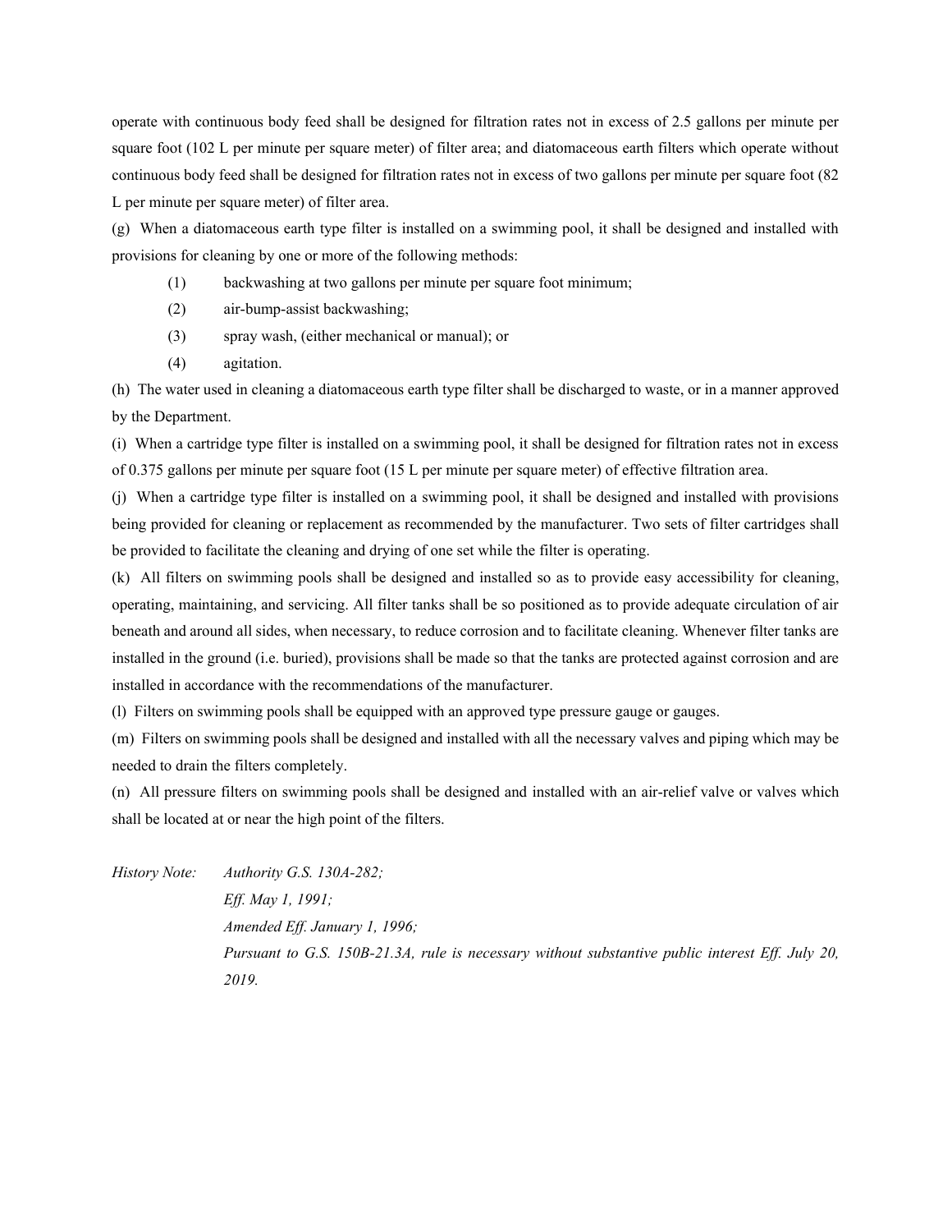operate with continuous body feed shall be designed for filtration rates not in excess of 2.5 gallons per minute per square foot (102 L per minute per square meter) of filter area; and diatomaceous earth filters which operate without continuous body feed shall be designed for filtration rates not in excess of two gallons per minute per square foot (82 L per minute per square meter) of filter area.

(g) When a diatomaceous earth type filter is installed on a swimming pool, it shall be designed and installed with provisions for cleaning by one or more of the following methods:

(1) backwashing at two gallons per minute per square foot minimum;

(2) air-bump-assist backwashing;

(3) spray wash, (either mechanical or manual); or

(4) agitation.

(h) The water used in cleaning a diatomaceous earth type filter shall be discharged to waste, or in a manner approved by the Department.

(i) When a cartridge type filter is installed on a swimming pool, it shall be designed for filtration rates not in excess of 0.375 gallons per minute per square foot (15 L per minute per square meter) of effective filtration area.

(j) When a cartridge type filter is installed on a swimming pool, it shall be designed and installed with provisions being provided for cleaning or replacement as recommended by the manufacturer. Two sets of filter cartridges shall be provided to facilitate the cleaning and drying of one set while the filter is operating.

(k) All filters on swimming pools shall be designed and installed so as to provide easy accessibility for cleaning, operating, maintaining, and servicing. All filter tanks shall be so positioned as to provide adequate circulation of air beneath and around all sides, when necessary, to reduce corrosion and to facilitate cleaning. Whenever filter tanks are installed in the ground (i.e. buried), provisions shall be made so that the tanks are protected against corrosion and are installed in accordance with the recommendations of the manufacturer.

(l) Filters on swimming pools shall be equipped with an approved type pressure gauge or gauges.

(m) Filters on swimming pools shall be designed and installed with all the necessary valves and piping which may be needed to drain the filters completely.

(n) All pressure filters on swimming pools shall be designed and installed with an air-relief valve or valves which shall be located at or near the high point of the filters.

*History Note: Authority G.S. 130A-282;*
*Eff. May 1, 1991;*
*Amended Eff. January 1, 1996;*
*Pursuant to G.S. 150B-21.3A, rule is necessary without substantive public interest Eff. July 20, 2019.*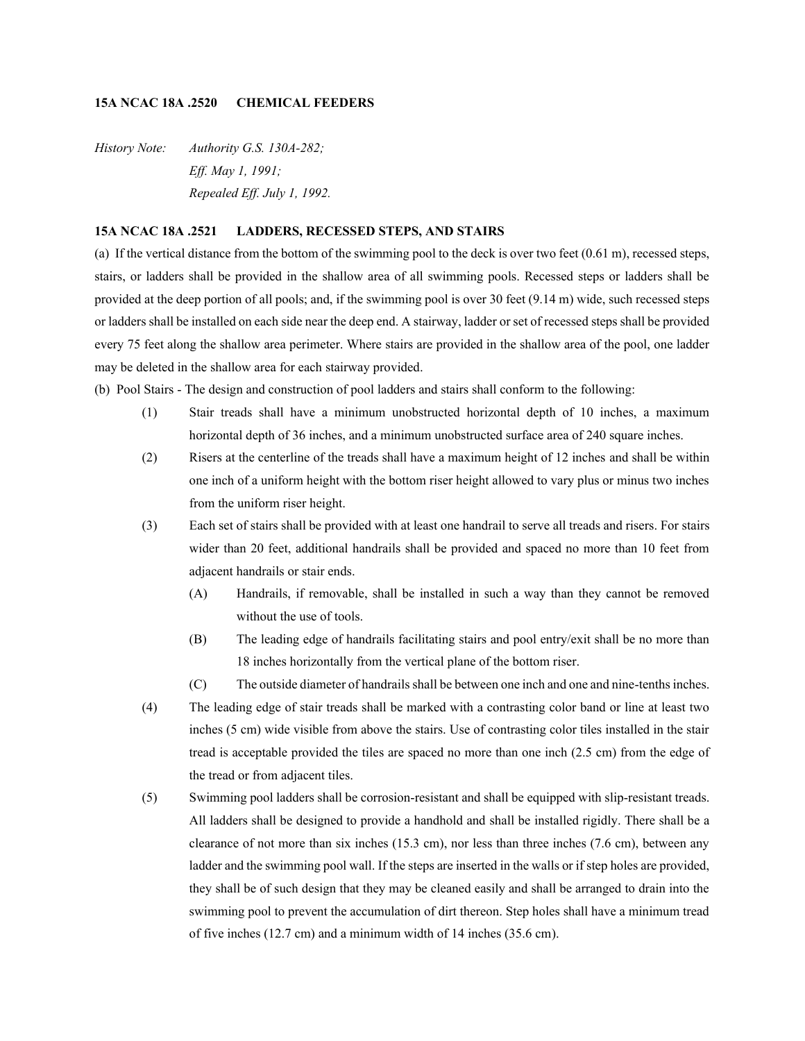### 15A NCAC 18A .2520 CHEMICAL FEEDERS

*History Note: Authority G.S. 130A-282;*
*Eff. May 1, 1991;*
*Repealed Eff. July 1, 1992.*

### 15A NCAC 18A .2521 LADDERS, RECESSED STEPS, AND STAIRS

(a) If the vertical distance from the bottom of the swimming pool to the deck is over two feet (0.61 m), recessed steps, stairs, or ladders shall be provided in the shallow area of all swimming pools. Recessed steps or ladders shall be provided at the deep portion of all pools; and, if the swimming pool is over 30 feet (9.14 m) wide, such recessed steps or ladders shall be installed on each side near the deep end. A stairway, ladder or set of recessed steps shall be provided every 75 feet along the shallow area perimeter. Where stairs are provided in the shallow area of the pool, one ladder may be deleted in the shallow area for each stairway provided.

(b) Pool Stairs - The design and construction of pool ladders and stairs shall conform to the following:

- (1) Stair treads shall have a minimum unobstructed horizontal depth of 10 inches, a maximum horizontal depth of 36 inches, and a minimum unobstructed surface area of 240 square inches.
- (2) Risers at the centerline of the treads shall have a maximum height of 12 inches and shall be within one inch of a uniform height with the bottom riser height allowed to vary plus or minus two inches from the uniform riser height.
- (3) Each set of stairs shall be provided with at least one handrail to serve all treads and risers. For stairs wider than 20 feet, additional handrails shall be provided and spaced no more than 10 feet from adjacent handrails or stair ends.
  - (A) Handrails, if removable, shall be installed in such a way than they cannot be removed without the use of tools.
  - (B) The leading edge of handrails facilitating stairs and pool entry/exit shall be no more than 18 inches horizontally from the vertical plane of the bottom riser.
  - (C) The outside diameter of handrails shall be between one inch and one and nine-tenths inches.
- (4) The leading edge of stair treads shall be marked with a contrasting color band or line at least two inches (5 cm) wide visible from above the stairs. Use of contrasting color tiles installed in the stair tread is acceptable provided the tiles are spaced no more than one inch (2.5 cm) from the edge of the tread or from adjacent tiles.
- (5) Swimming pool ladders shall be corrosion-resistant and shall be equipped with slip-resistant treads. All ladders shall be designed to provide a handhold and shall be installed rigidly. There shall be a clearance of not more than six inches (15.3 cm), nor less than three inches (7.6 cm), between any ladder and the swimming pool wall. If the steps are inserted in the walls or if step holes are provided, they shall be of such design that they may be cleaned easily and shall be arranged to drain into the swimming pool to prevent the accumulation of dirt thereon. Step holes shall have a minimum tread of five inches (12.7 cm) and a minimum width of 14 inches (35.6 cm).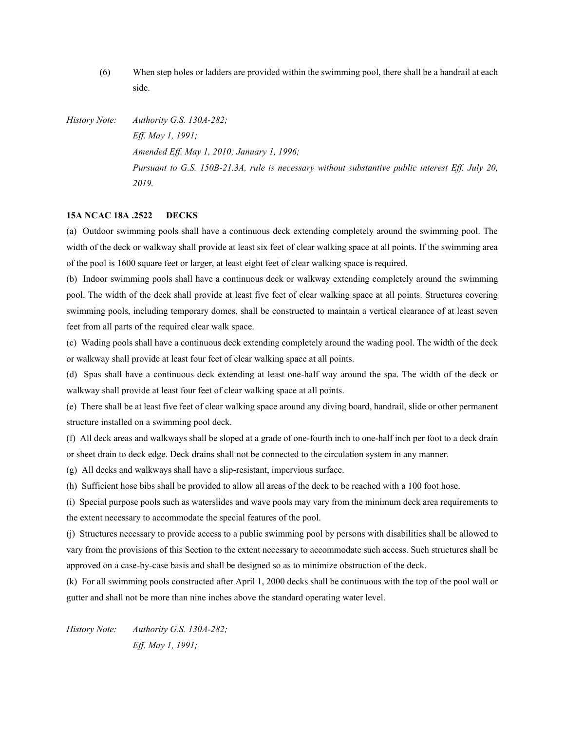(6) When step holes or ladders are provided within the swimming pool, there shall be a handrail at each side.

*History Note: Authority G.S. 130A-282;*
*Eff. May 1, 1991;*
*Amended Eff. May 1, 2010; January 1, 1996;*
*Pursuant to G.S. 150B-21.3A, rule is necessary without substantive public interest Eff. July 20, 2019.*

**15A NCAC 18A .2522 DECKS**

(a) Outdoor swimming pools shall have a continuous deck extending completely around the swimming pool. The width of the deck or walkway shall provide at least six feet of clear walking space at all points. If the swimming area of the pool is 1600 square feet or larger, at least eight feet of clear walking space is required.

(b) Indoor swimming pools shall have a continuous deck or walkway extending completely around the swimming pool. The width of the deck shall provide at least five feet of clear walking space at all points. Structures covering swimming pools, including temporary domes, shall be constructed to maintain a vertical clearance of at least seven feet from all parts of the required clear walk space.

(c) Wading pools shall have a continuous deck extending completely around the wading pool. The width of the deck or walkway shall provide at least four feet of clear walking space at all points.

(d) Spas shall have a continuous deck extending at least one-half way around the spa. The width of the deck or walkway shall provide at least four feet of clear walking space at all points.

(e) There shall be at least five feet of clear walking space around any diving board, handrail, slide or other permanent structure installed on a swimming pool deck.

(f) All deck areas and walkways shall be sloped at a grade of one-fourth inch to one-half inch per foot to a deck drain or sheet drain to deck edge. Deck drains shall not be connected to the circulation system in any manner.

(g) All decks and walkways shall have a slip-resistant, impervious surface.

(h) Sufficient hose bibs shall be provided to allow all areas of the deck to be reached with a 100 foot hose.

(i) Special purpose pools such as waterslides and wave pools may vary from the minimum deck area requirements to the extent necessary to accommodate the special features of the pool.

(j) Structures necessary to provide access to a public swimming pool by persons with disabilities shall be allowed to vary from the provisions of this Section to the extent necessary to accommodate such access. Such structures shall be approved on a case-by-case basis and shall be designed so as to minimize obstruction of the deck.

(k) For all swimming pools constructed after April 1, 2000 decks shall be continuous with the top of the pool wall or gutter and shall not be more than nine inches above the standard operating water level.

*History Note: Authority G.S. 130A-282;*
*Eff. May 1, 1991;*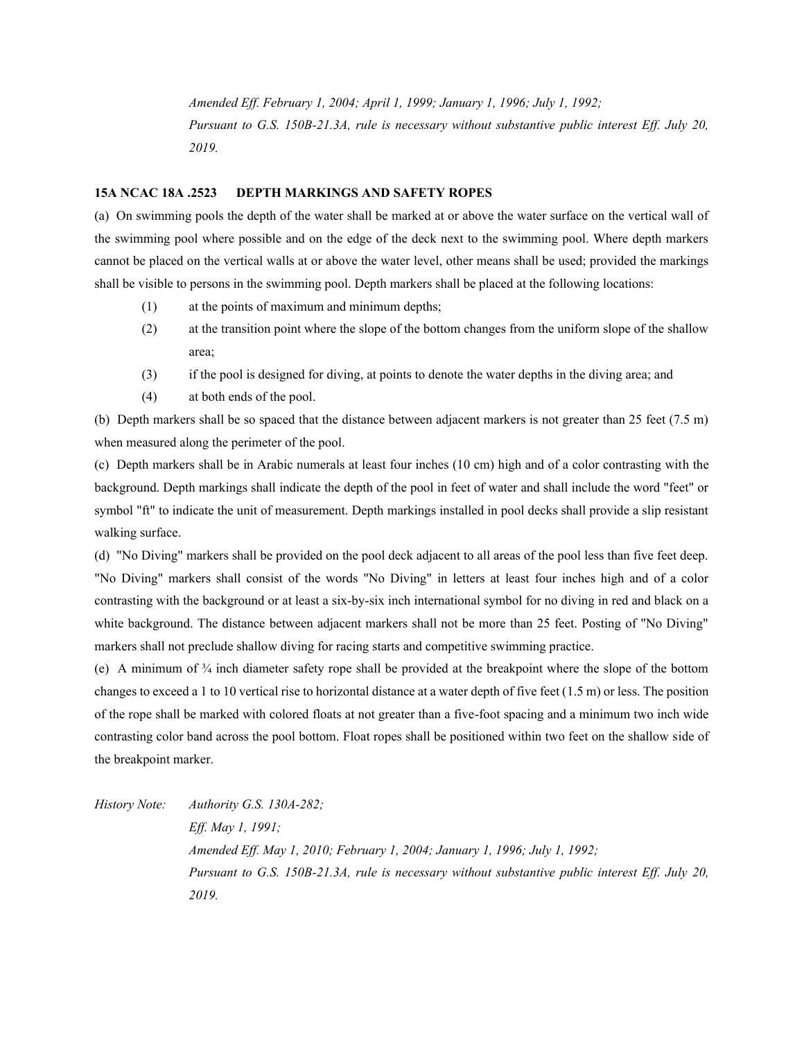*Amended Eff. February 1, 2004; April 1, 1999; January 1, 1996; July 1, 1992;*
*Pursuant to G.S. 150B-21.3A, rule is necessary without substantive public interest Eff. July 20, 2019.*

**15A NCAC 18A .2523 DEPTH MARKINGS AND SAFETY ROPES**

(a) On swimming pools the depth of the water shall be marked at or above the water surface on the vertical wall of the swimming pool where possible and on the edge of the deck next to the swimming pool. Where depth markers cannot be placed on the vertical walls at or above the water level, other means shall be used; provided the markings shall be visible to persons in the swimming pool. Depth markers shall be placed at the following locations:

- (1) at the points of maximum and minimum depths;
- (2) at the transition point where the slope of the bottom changes from the uniform slope of the shallow area;
- (3) if the pool is designed for diving, at points to denote the water depths in the diving area; and
- (4) at both ends of the pool.

(b) Depth markers shall be so spaced that the distance between adjacent markers is not greater than 25 feet (7.5 m) when measured along the perimeter of the pool.

(c) Depth markers shall be in Arabic numerals at least four inches (10 cm) high and of a color contrasting with the background. Depth markings shall indicate the depth of the pool in feet of water and shall include the word "feet" or symbol "ft" to indicate the unit of measurement. Depth markings installed in pool decks shall provide a slip resistant walking surface.

(d) "No Diving" markers shall be provided on the pool deck adjacent to all areas of the pool less than five feet deep. "No Diving" markers shall consist of the words "No Diving" in letters at least four inches high and of a color contrasting with the background or at least a six-by-six inch international symbol for no diving in red and black on a white background. The distance between adjacent markers shall not be more than 25 feet. Posting of "No Diving" markers shall not preclude shallow diving for racing starts and competitive swimming practice.

(e) A minimum of ¾ inch diameter safety rope shall be provided at the breakpoint where the slope of the bottom changes to exceed a 1 to 10 vertical rise to horizontal distance at a water depth of five feet (1.5 m) or less. The position of the rope shall be marked with colored floats at not greater than a five-foot spacing and a minimum two inch wide contrasting color band across the pool bottom. Float ropes shall be positioned within two feet on the shallow side of the breakpoint marker.

*History Note: Authority G.S. 130A-282;*
*Eff. May 1, 1991;*
*Amended Eff. May 1, 2010; February 1, 2004; January 1, 1996; July 1, 1992;*
*Pursuant to G.S. 150B-21.3A, rule is necessary without substantive public interest Eff. July 20, 2019.*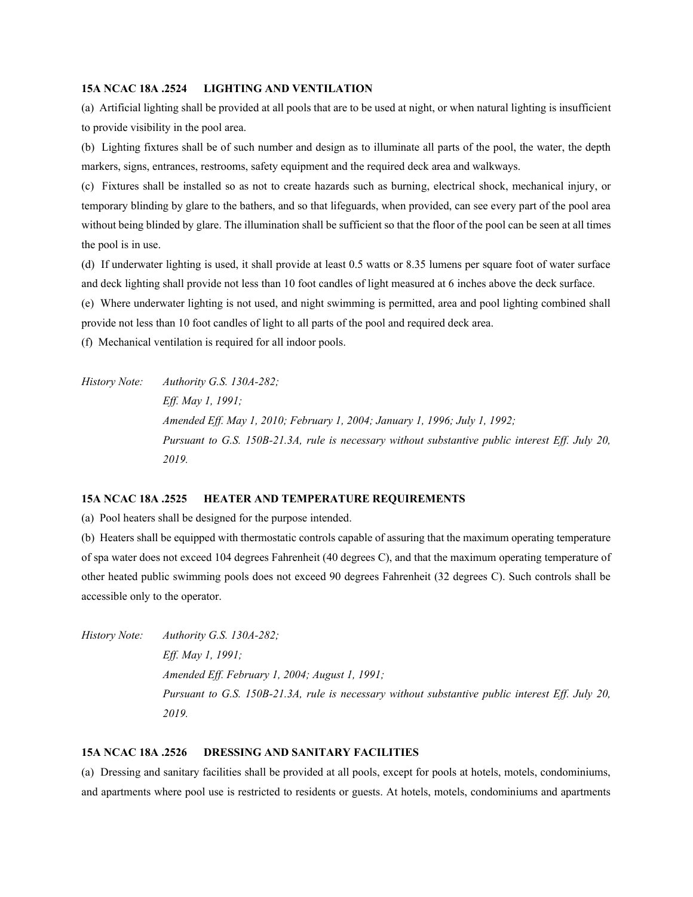**15A NCAC 18A .2524 LIGHTING AND VENTILATION**

(a) Artificial lighting shall be provided at all pools that are to be used at night, or when natural lighting is insufficient to provide visibility in the pool area.

(b) Lighting fixtures shall be of such number and design as to illuminate all parts of the pool, the water, the depth markers, signs, entrances, restrooms, safety equipment and the required deck area and walkways.

(c) Fixtures shall be installed so as not to create hazards such as burning, electrical shock, mechanical injury, or temporary blinding by glare to the bathers, and so that lifeguards, when provided, can see every part of the pool area without being blinded by glare. The illumination shall be sufficient so that the floor of the pool can be seen at all times the pool is in use.

(d) If underwater lighting is used, it shall provide at least 0.5 watts or 8.35 lumens per square foot of water surface and deck lighting shall provide not less than 10 foot candles of light measured at 6 inches above the deck surface.

(e) Where underwater lighting is not used, and night swimming is permitted, area and pool lighting combined shall provide not less than 10 foot candles of light to all parts of the pool and required deck area.

(f) Mechanical ventilation is required for all indoor pools.

*History Note: Authority G.S. 130A-282;*
*Eff. May 1, 1991;*
*Amended Eff. May 1, 2010; February 1, 2004; January 1, 1996; July 1, 1992;*
*Pursuant to G.S. 150B-21.3A, rule is necessary without substantive public interest Eff. July 20, 2019.*

**15A NCAC 18A .2525 HEATER AND TEMPERATURE REQUIREMENTS**

(a) Pool heaters shall be designed for the purpose intended.

(b) Heaters shall be equipped with thermostatic controls capable of assuring that the maximum operating temperature of spa water does not exceed 104 degrees Fahrenheit (40 degrees C), and that the maximum operating temperature of other heated public swimming pools does not exceed 90 degrees Fahrenheit (32 degrees C). Such controls shall be accessible only to the operator.

*History Note: Authority G.S. 130A-282;*
*Eff. May 1, 1991;*
*Amended Eff. February 1, 2004; August 1, 1991;*
*Pursuant to G.S. 150B-21.3A, rule is necessary without substantive public interest Eff. July 20, 2019.*

**15A NCAC 18A .2526 DRESSING AND SANITARY FACILITIES**

(a) Dressing and sanitary facilities shall be provided at all pools, except for pools at hotels, motels, condominiums, and apartments where pool use is restricted to residents or guests. At hotels, motels, condominiums and apartments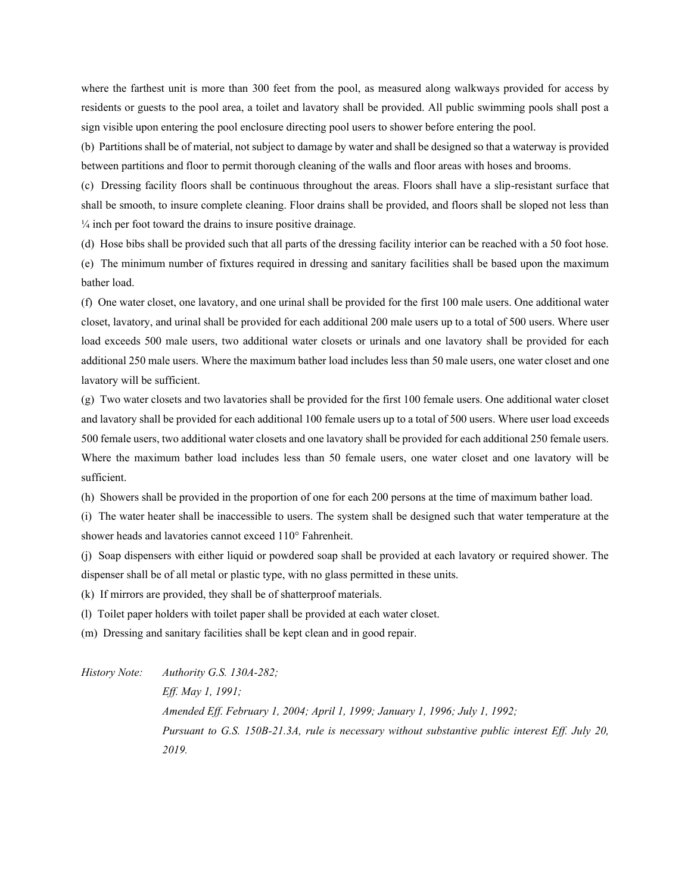where the farthest unit is more than 300 feet from the pool, as measured along walkways provided for access by residents or guests to the pool area, a toilet and lavatory shall be provided. All public swimming pools shall post a sign visible upon entering the pool enclosure directing pool users to shower before entering the pool.

(b) Partitions shall be of material, not subject to damage by water and shall be designed so that a waterway is provided between partitions and floor to permit thorough cleaning of the walls and floor areas with hoses and brooms.

(c) Dressing facility floors shall be continuous throughout the areas. Floors shall have a slip-resistant surface that shall be smooth, to insure complete cleaning. Floor drains shall be provided, and floors shall be sloped not less than ¼ inch per foot toward the drains to insure positive drainage.

(d) Hose bibs shall be provided such that all parts of the dressing facility interior can be reached with a 50 foot hose.

(e) The minimum number of fixtures required in dressing and sanitary facilities shall be based upon the maximum bather load.

(f) One water closet, one lavatory, and one urinal shall be provided for the first 100 male users. One additional water closet, lavatory, and urinal shall be provided for each additional 200 male users up to a total of 500 users. Where user load exceeds 500 male users, two additional water closets or urinals and one lavatory shall be provided for each additional 250 male users. Where the maximum bather load includes less than 50 male users, one water closet and one lavatory will be sufficient.

(g) Two water closets and two lavatories shall be provided for the first 100 female users. One additional water closet and lavatory shall be provided for each additional 100 female users up to a total of 500 users. Where user load exceeds 500 female users, two additional water closets and one lavatory shall be provided for each additional 250 female users. Where the maximum bather load includes less than 50 female users, one water closet and one lavatory will be sufficient.

(h) Showers shall be provided in the proportion of one for each 200 persons at the time of maximum bather load.

(i) The water heater shall be inaccessible to users. The system shall be designed such that water temperature at the shower heads and lavatories cannot exceed 110° Fahrenheit.

(j) Soap dispensers with either liquid or powdered soap shall be provided at each lavatory or required shower. The dispenser shall be of all metal or plastic type, with no glass permitted in these units.

(k) If mirrors are provided, they shall be of shatterproof materials.

(l) Toilet paper holders with toilet paper shall be provided at each water closet.

(m) Dressing and sanitary facilities shall be kept clean and in good repair.

*History Note: Authority G.S. 130A-282;*
*Eff. May 1, 1991;*
*Amended Eff. February 1, 2004; April 1, 1999; January 1, 1996; July 1, 1992;*
*Pursuant to G.S. 150B-21.3A, rule is necessary without substantive public interest Eff. July 20, 2019.*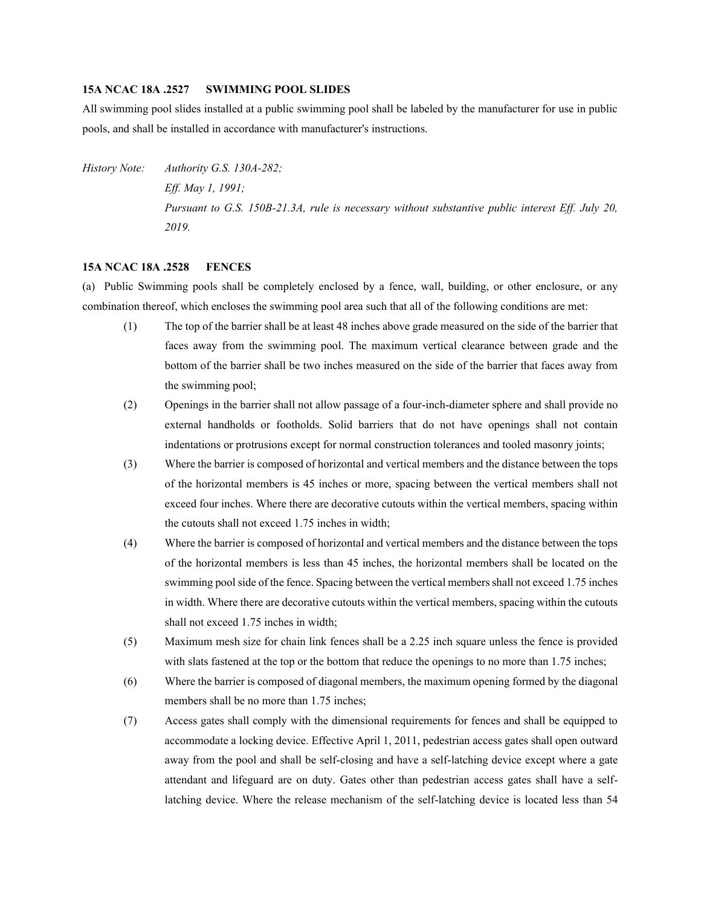**15A NCAC 18A .2527 SWIMMING POOL SLIDES**

All swimming pool slides installed at a public swimming pool shall be labeled by the manufacturer for use in public pools, and shall be installed in accordance with manufacturer's instructions.

*History Note: Authority G.S. 130A-282;*
*Eff. May 1, 1991;*
*Pursuant to G.S. 150B-21.3A, rule is necessary without substantive public interest Eff. July 20, 2019.*

**15A NCAC 18A .2528 FENCES**

(a) Public Swimming pools shall be completely enclosed by a fence, wall, building, or other enclosure, or any combination thereof, which encloses the swimming pool area such that all of the following conditions are met:

(1) The top of the barrier shall be at least 48 inches above grade measured on the side of the barrier that faces away from the swimming pool. The maximum vertical clearance between grade and the bottom of the barrier shall be two inches measured on the side of the barrier that faces away from the swimming pool;

(2) Openings in the barrier shall not allow passage of a four-inch-diameter sphere and shall provide no external handholds or footholds. Solid barriers that do not have openings shall not contain indentations or protrusions except for normal construction tolerances and tooled masonry joints;

(3) Where the barrier is composed of horizontal and vertical members and the distance between the tops of the horizontal members is 45 inches or more, spacing between the vertical members shall not exceed four inches. Where there are decorative cutouts within the vertical members, spacing within the cutouts shall not exceed 1.75 inches in width;

(4) Where the barrier is composed of horizontal and vertical members and the distance between the tops of the horizontal members is less than 45 inches, the horizontal members shall be located on the swimming pool side of the fence. Spacing between the vertical members shall not exceed 1.75 inches in width. Where there are decorative cutouts within the vertical members, spacing within the cutouts shall not exceed 1.75 inches in width;

(5) Maximum mesh size for chain link fences shall be a 2.25 inch square unless the fence is provided with slats fastened at the top or the bottom that reduce the openings to no more than 1.75 inches;

(6) Where the barrier is composed of diagonal members, the maximum opening formed by the diagonal members shall be no more than 1.75 inches;

(7) Access gates shall comply with the dimensional requirements for fences and shall be equipped to accommodate a locking device. Effective April 1, 2011, pedestrian access gates shall open outward away from the pool and shall be self-closing and have a self-latching device except where a gate attendant and lifeguard are on duty. Gates other than pedestrian access gates shall have a self-latching device. Where the release mechanism of the self-latching device is located less than 54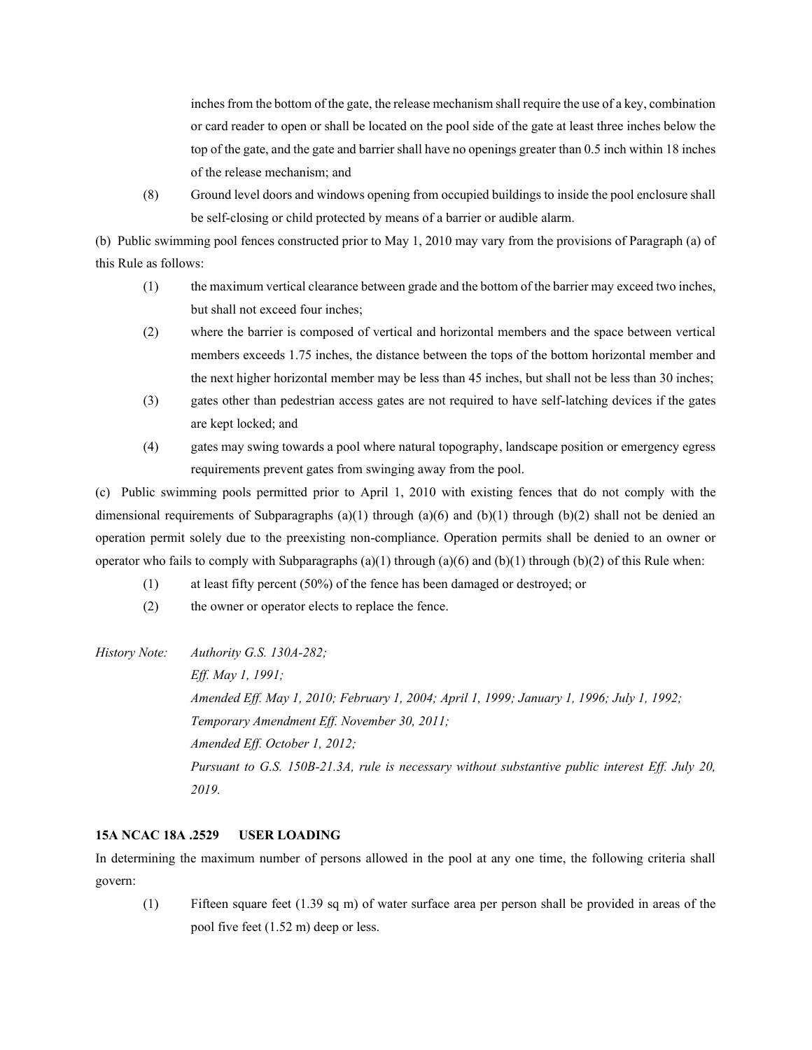inches from the bottom of the gate, the release mechanism shall require the use of a key, combination or card reader to open or shall be located on the pool side of the gate at least three inches below the top of the gate, and the gate and barrier shall have no openings greater than 0.5 inch within 18 inches of the release mechanism; and

(8) Ground level doors and windows opening from occupied buildings to inside the pool enclosure shall be self-closing or child protected by means of a barrier or audible alarm.

(b) Public swimming pool fences constructed prior to May 1, 2010 may vary from the provisions of Paragraph (a) of this Rule as follows:

(1) the maximum vertical clearance between grade and the bottom of the barrier may exceed two inches, but shall not exceed four inches;

(2) where the barrier is composed of vertical and horizontal members and the space between vertical members exceeds 1.75 inches, the distance between the tops of the bottom horizontal member and the next higher horizontal member may be less than 45 inches, but shall not be less than 30 inches;

(3) gates other than pedestrian access gates are not required to have self-latching devices if the gates are kept locked; and

(4) gates may swing towards a pool where natural topography, landscape position or emergency egress requirements prevent gates from swinging away from the pool.

(c) Public swimming pools permitted prior to April 1, 2010 with existing fences that do not comply with the dimensional requirements of Subparagraphs (a)(1) through (a)(6) and (b)(1) through (b)(2) shall not be denied an operation permit solely due to the preexisting non-compliance. Operation permits shall be denied to an owner or operator who fails to comply with Subparagraphs (a)(1) through (a)(6) and (b)(1) through (b)(2) of this Rule when:

(1) at least fifty percent (50%) of the fence has been damaged or destroyed; or

(2) the owner or operator elects to replace the fence.

*History Note: Authority G.S. 130A-282;*
*Eff. May 1, 1991;*
*Amended Eff. May 1, 2010; February 1, 2004; April 1, 1999; January 1, 1996; July 1, 1992;*
*Temporary Amendment Eff. November 30, 2011;*
*Amended Eff. October 1, 2012;*
*Pursuant to G.S. 150B-21.3A, rule is necessary without substantive public interest Eff. July 20, 2019.*

**15A NCAC 18A .2529 USER LOADING**

In determining the maximum number of persons allowed in the pool at any one time, the following criteria shall govern:

(1) Fifteen square feet (1.39 sq m) of water surface area per person shall be provided in areas of the pool five feet (1.52 m) deep or less.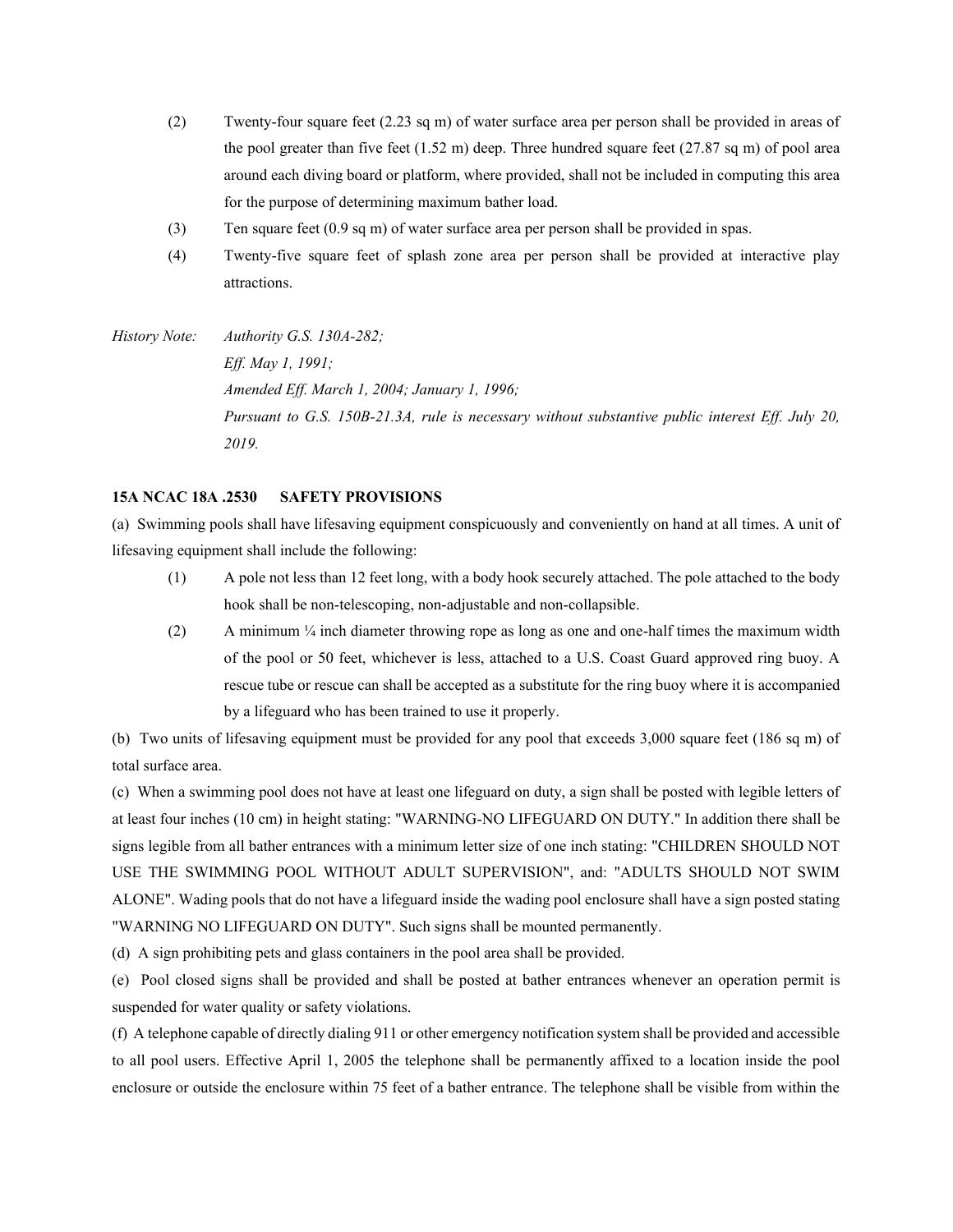(2) Twenty-four square feet (2.23 sq m) of water surface area per person shall be provided in areas of the pool greater than five feet (1.52 m) deep. Three hundred square feet (27.87 sq m) of pool area around each diving board or platform, where provided, shall not be included in computing this area for the purpose of determining maximum bather load.

(3) Ten square feet (0.9 sq m) of water surface area per person shall be provided in spas.

(4) Twenty-five square feet of splash zone area per person shall be provided at interactive play attractions.

*History Note: Authority G.S. 130A-282;*
*Eff. May 1, 1991;*
*Amended Eff. March 1, 2004; January 1, 1996;*
*Pursuant to G.S. 150B-21.3A, rule is necessary without substantive public interest Eff. July 20, 2019.*

**15A NCAC 18A .2530 SAFETY PROVISIONS**

(a) Swimming pools shall have lifesaving equipment conspicuously and conveniently on hand at all times. A unit of lifesaving equipment shall include the following:

(1) A pole not less than 12 feet long, with a body hook securely attached. The pole attached to the body hook shall be non-telescoping, non-adjustable and non-collapsible.

(2) A minimum ¼ inch diameter throwing rope as long as one and one-half times the maximum width of the pool or 50 feet, whichever is less, attached to a U.S. Coast Guard approved ring buoy. A rescue tube or rescue can shall be accepted as a substitute for the ring buoy where it is accompanied by a lifeguard who has been trained to use it properly.

(b) Two units of lifesaving equipment must be provided for any pool that exceeds 3,000 square feet (186 sq m) of total surface area.

(c) When a swimming pool does not have at least one lifeguard on duty, a sign shall be posted with legible letters of at least four inches (10 cm) in height stating: "WARNING-NO LIFEGUARD ON DUTY." In addition there shall be signs legible from all bather entrances with a minimum letter size of one inch stating: "CHILDREN SHOULD NOT USE THE SWIMMING POOL WITHOUT ADULT SUPERVISION", and: "ADULTS SHOULD NOT SWIM ALONE". Wading pools that do not have a lifeguard inside the wading pool enclosure shall have a sign posted stating "WARNING NO LIFEGUARD ON DUTY". Such signs shall be mounted permanently.

(d) A sign prohibiting pets and glass containers in the pool area shall be provided.

(e) Pool closed signs shall be provided and shall be posted at bather entrances whenever an operation permit is suspended for water quality or safety violations.

(f) A telephone capable of directly dialing 911 or other emergency notification system shall be provided and accessible to all pool users. Effective April 1, 2005 the telephone shall be permanently affixed to a location inside the pool enclosure or outside the enclosure within 75 feet of a bather entrance. The telephone shall be visible from within the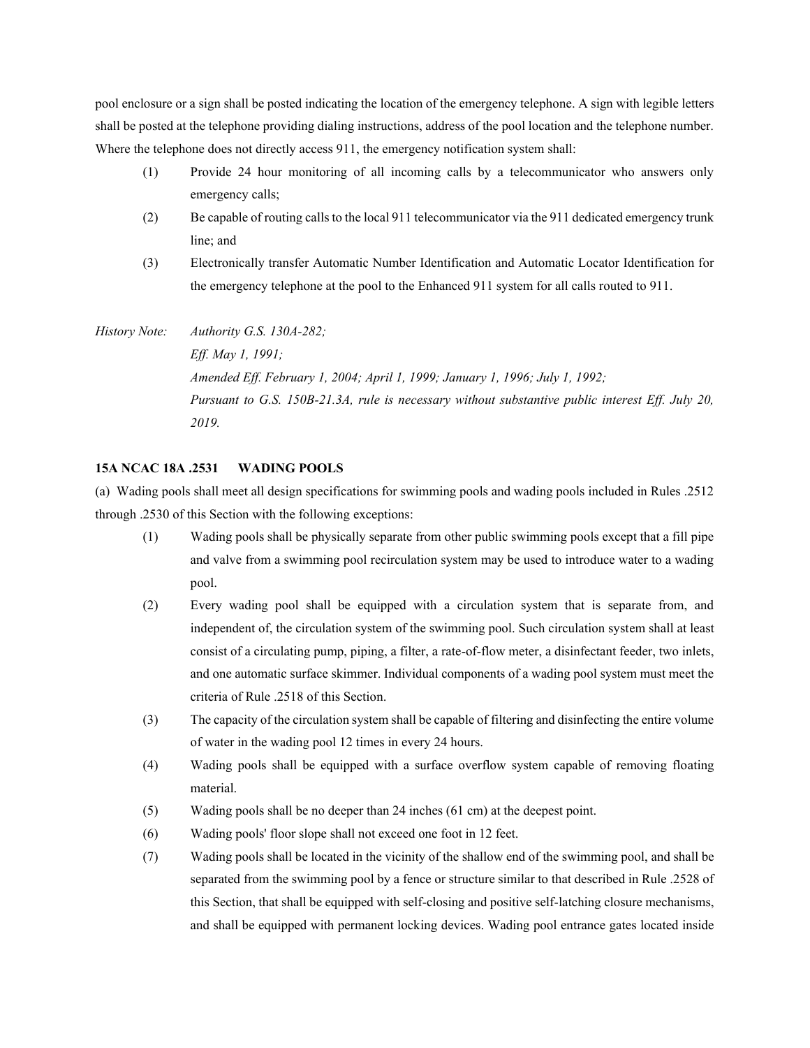pool enclosure or a sign shall be posted indicating the location of the emergency telephone. A sign with legible letters shall be posted at the telephone providing dialing instructions, address of the pool location and the telephone number. Where the telephone does not directly access 911, the emergency notification system shall:

(1) Provide 24 hour monitoring of all incoming calls by a telecommunicator who answers only emergency calls;

(2) Be capable of routing calls to the local 911 telecommunicator via the 911 dedicated emergency trunk line; and

(3) Electronically transfer Automatic Number Identification and Automatic Locator Identification for the emergency telephone at the pool to the Enhanced 911 system for all calls routed to 911.

*History Note: Authority G.S. 130A-282;*
*Eff. May 1, 1991;*
*Amended Eff. February 1, 2004; April 1, 1999; January 1, 1996; July 1, 1992;*
*Pursuant to G.S. 150B-21.3A, rule is necessary without substantive public interest Eff. July 20, 2019.*

**15A NCAC 18A .2531 WADING POOLS**

(a) Wading pools shall meet all design specifications for swimming pools and wading pools included in Rules .2512 through .2530 of this Section with the following exceptions:

(1) Wading pools shall be physically separate from other public swimming pools except that a fill pipe and valve from a swimming pool recirculation system may be used to introduce water to a wading pool.

(2) Every wading pool shall be equipped with a circulation system that is separate from, and independent of, the circulation system of the swimming pool. Such circulation system shall at least consist of a circulating pump, piping, a filter, a rate-of-flow meter, a disinfectant feeder, two inlets, and one automatic surface skimmer. Individual components of a wading pool system must meet the criteria of Rule .2518 of this Section.

(3) The capacity of the circulation system shall be capable of filtering and disinfecting the entire volume of water in the wading pool 12 times in every 24 hours.

(4) Wading pools shall be equipped with a surface overflow system capable of removing floating material.

(5) Wading pools shall be no deeper than 24 inches (61 cm) at the deepest point.

(6) Wading pools' floor slope shall not exceed one foot in 12 feet.

(7) Wading pools shall be located in the vicinity of the shallow end of the swimming pool, and shall be separated from the swimming pool by a fence or structure similar to that described in Rule .2528 of this Section, that shall be equipped with self-closing and positive self-latching closure mechanisms, and shall be equipped with permanent locking devices. Wading pool entrance gates located inside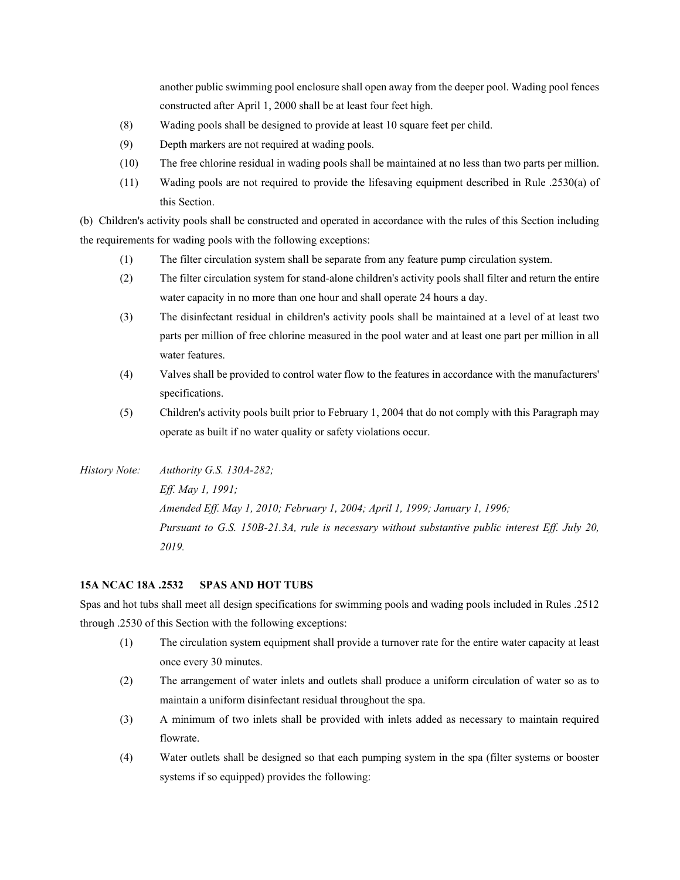another public swimming pool enclosure shall open away from the deeper pool. Wading pool fences constructed after April 1, 2000 shall be at least four feet high.

(8) Wading pools shall be designed to provide at least 10 square feet per child.

(9) Depth markers are not required at wading pools.

(10) The free chlorine residual in wading pools shall be maintained at no less than two parts per million.

(11) Wading pools are not required to provide the lifesaving equipment described in Rule .2530(a) of this Section.

(b) Children's activity pools shall be constructed and operated in accordance with the rules of this Section including the requirements for wading pools with the following exceptions:

(1) The filter circulation system shall be separate from any feature pump circulation system.

(2) The filter circulation system for stand-alone children's activity pools shall filter and return the entire water capacity in no more than one hour and shall operate 24 hours a day.

(3) The disinfectant residual in children's activity pools shall be maintained at a level of at least two parts per million of free chlorine measured in the pool water and at least one part per million in all water features.

(4) Valves shall be provided to control water flow to the features in accordance with the manufacturers' specifications.

(5) Children's activity pools built prior to February 1, 2004 that do not comply with this Paragraph may operate as built if no water quality or safety violations occur.

*History Note: Authority G.S. 130A-282;*
*Eff. May 1, 1991;*
*Amended Eff. May 1, 2010; February 1, 2004; April 1, 1999; January 1, 1996;*
*Pursuant to G.S. 150B-21.3A, rule is necessary without substantive public interest Eff. July 20, 2019.*

**15A NCAC 18A .2532 SPAS AND HOT TUBS**

Spas and hot tubs shall meet all design specifications for swimming pools and wading pools included in Rules .2512 through .2530 of this Section with the following exceptions:

(1) The circulation system equipment shall provide a turnover rate for the entire water capacity at least once every 30 minutes.

(2) The arrangement of water inlets and outlets shall produce a uniform circulation of water so as to maintain a uniform disinfectant residual throughout the spa.

(3) A minimum of two inlets shall be provided with inlets added as necessary to maintain required flowrate.

(4) Water outlets shall be designed so that each pumping system in the spa (filter systems or booster systems if so equipped) provides the following: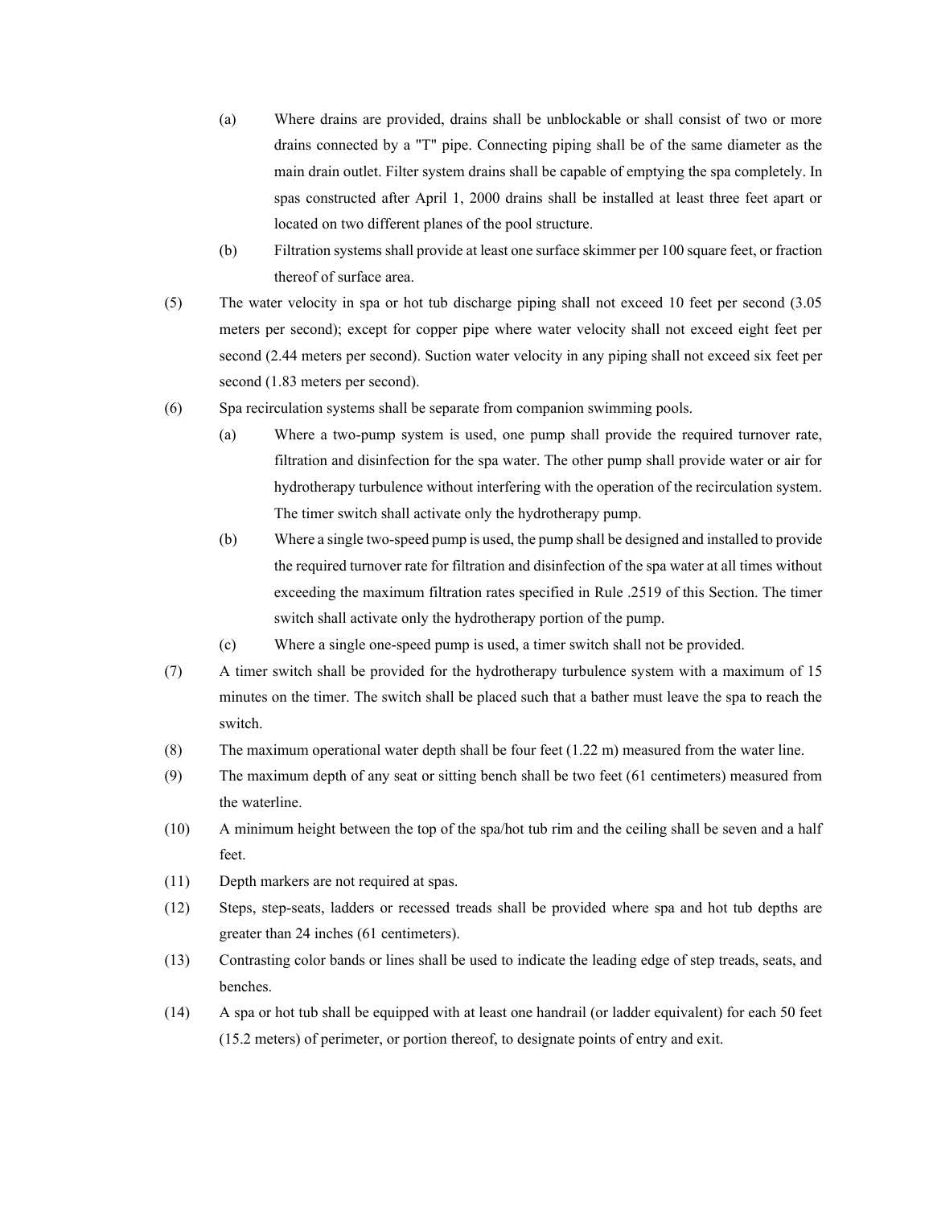(a) Where drains are provided, drains shall be unblockable or shall consist of two or more drains connected by a "T" pipe. Connecting piping shall be of the same diameter as the main drain outlet. Filter system drains shall be capable of emptying the spa completely. In spas constructed after April 1, 2000 drains shall be installed at least three feet apart or located on two different planes of the pool structure.

(b) Filtration systems shall provide at least one surface skimmer per 100 square feet, or fraction thereof of surface area.

(5) The water velocity in spa or hot tub discharge piping shall not exceed 10 feet per second (3.05 meters per second); except for copper pipe where water velocity shall not exceed eight feet per second (2.44 meters per second). Suction water velocity in any piping shall not exceed six feet per second (1.83 meters per second).

(6) Spa recirculation systems shall be separate from companion swimming pools.

(a) Where a two-pump system is used, one pump shall provide the required turnover rate, filtration and disinfection for the spa water. The other pump shall provide water or air for hydrotherapy turbulence without interfering with the operation of the recirculation system. The timer switch shall activate only the hydrotherapy pump.

(b) Where a single two-speed pump is used, the pump shall be designed and installed to provide the required turnover rate for filtration and disinfection of the spa water at all times without exceeding the maximum filtration rates specified in Rule .2519 of this Section. The timer switch shall activate only the hydrotherapy portion of the pump.

(c) Where a single one-speed pump is used, a timer switch shall not be provided.

(7) A timer switch shall be provided for the hydrotherapy turbulence system with a maximum of 15 minutes on the timer. The switch shall be placed such that a bather must leave the spa to reach the switch.

(8) The maximum operational water depth shall be four feet (1.22 m) measured from the water line.

(9) The maximum depth of any seat or sitting bench shall be two feet (61 centimeters) measured from the waterline.

(10) A minimum height between the top of the spa/hot tub rim and the ceiling shall be seven and a half feet.

(11) Depth markers are not required at spas.

(12) Steps, step-seats, ladders or recessed treads shall be provided where spa and hot tub depths are greater than 24 inches (61 centimeters).

(13) Contrasting color bands or lines shall be used to indicate the leading edge of step treads, seats, and benches.

(14) A spa or hot tub shall be equipped with at least one handrail (or ladder equivalent) for each 50 feet (15.2 meters) of perimeter, or portion thereof, to designate points of entry and exit.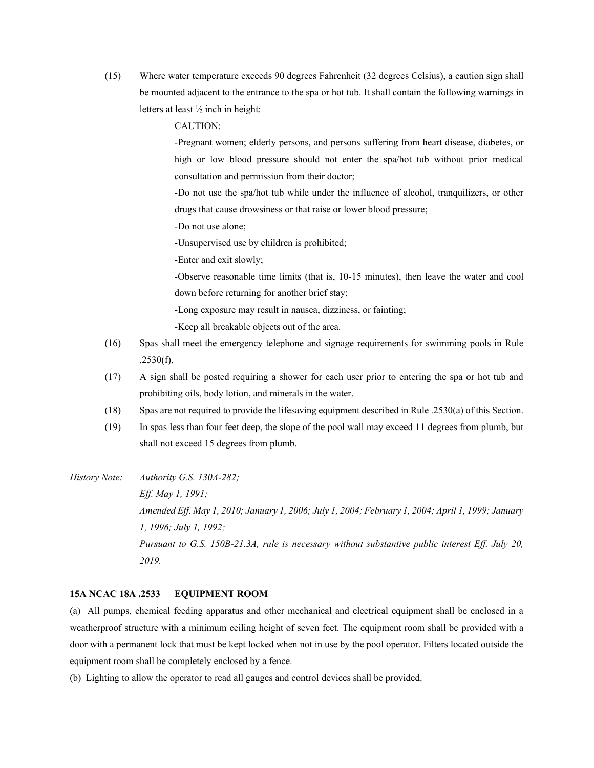(15) Where water temperature exceeds 90 degrees Fahrenheit (32 degrees Celsius), a caution sign shall be mounted adjacent to the entrance to the spa or hot tub. It shall contain the following warnings in letters at least ½ inch in height:

> CAUTION:
>
> -Pregnant women; elderly persons, and persons suffering from heart disease, diabetes, or high or low blood pressure should not enter the spa/hot tub without prior medical consultation and permission from their doctor;
>
> -Do not use the spa/hot tub while under the influence of alcohol, tranquilizers, or other drugs that cause drowsiness or that raise or lower blood pressure;
>
> -Do not use alone;
>
> -Unsupervised use by children is prohibited;
>
> -Enter and exit slowly;
>
> -Observe reasonable time limits (that is, 10-15 minutes), then leave the water and cool down before returning for another brief stay;
>
> -Long exposure may result in nausea, dizziness, or fainting;
>
> -Keep all breakable objects out of the area.

(16) Spas shall meet the emergency telephone and signage requirements for swimming pools in Rule .2530(f).

(17) A sign shall be posted requiring a shower for each user prior to entering the spa or hot tub and prohibiting oils, body lotion, and minerals in the water.

(18) Spas are not required to provide the lifesaving equipment described in Rule .2530(a) of this Section.

(19) In spas less than four feet deep, the slope of the pool wall may exceed 11 degrees from plumb, but shall not exceed 15 degrees from plumb.

*History Note: Authority G.S. 130A-282;*
*Eff. May 1, 1991;*
*Amended Eff. May 1, 2010; January 1, 2006; July 1, 2004; February 1, 2004; April 1, 1999; January 1, 1996; July 1, 1992;*
*Pursuant to G.S. 150B-21.3A, rule is necessary without substantive public interest Eff. July 20, 2019.*

**15A NCAC 18A .2533 EQUIPMENT ROOM**

(a) All pumps, chemical feeding apparatus and other mechanical and electrical equipment shall be enclosed in a weatherproof structure with a minimum ceiling height of seven feet. The equipment room shall be provided with a door with a permanent lock that must be kept locked when not in use by the pool operator. Filters located outside the equipment room shall be completely enclosed by a fence.

(b) Lighting to allow the operator to read all gauges and control devices shall be provided.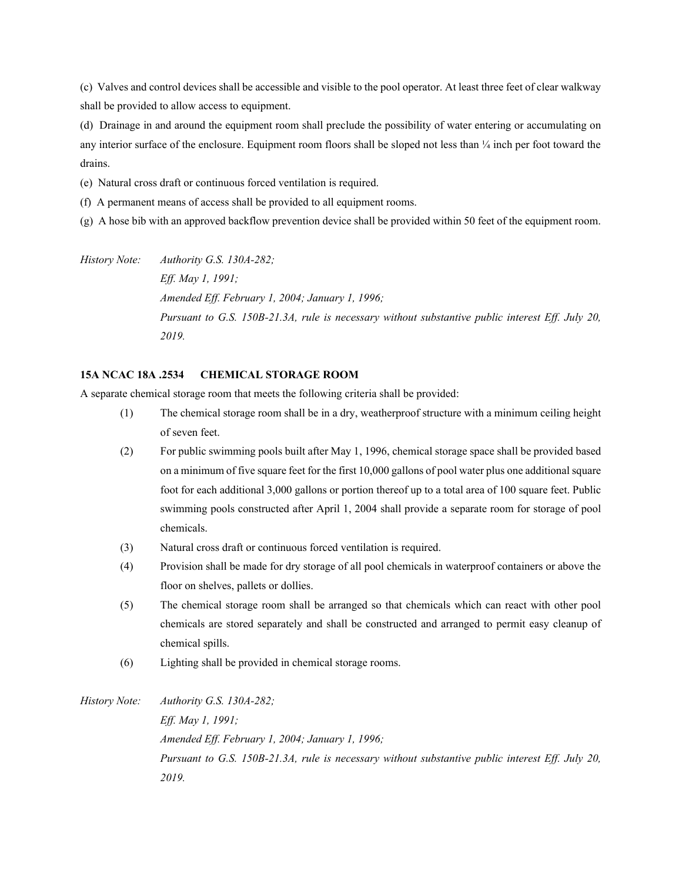(c) Valves and control devices shall be accessible and visible to the pool operator. At least three feet of clear walkway shall be provided to allow access to equipment.

(d) Drainage in and around the equipment room shall preclude the possibility of water entering or accumulating on any interior surface of the enclosure. Equipment room floors shall be sloped not less than ¼ inch per foot toward the drains.

(e) Natural cross draft or continuous forced ventilation is required.

(f) A permanent means of access shall be provided to all equipment rooms.

(g) A hose bib with an approved backflow prevention device shall be provided within 50 feet of the equipment room.

*History Note: Authority G.S. 130A-282;*
*Eff. May 1, 1991;*
*Amended Eff. February 1, 2004; January 1, 1996;*
*Pursuant to G.S. 150B-21.3A, rule is necessary without substantive public interest Eff. July 20, 2019.*

**15A NCAC 18A .2534 CHEMICAL STORAGE ROOM**

A separate chemical storage room that meets the following criteria shall be provided:

(1) The chemical storage room shall be in a dry, weatherproof structure with a minimum ceiling height of seven feet.

(2) For public swimming pools built after May 1, 1996, chemical storage space shall be provided based on a minimum of five square feet for the first 10,000 gallons of pool water plus one additional square foot for each additional 3,000 gallons or portion thereof up to a total area of 100 square feet. Public swimming pools constructed after April 1, 2004 shall provide a separate room for storage of pool chemicals.

(3) Natural cross draft or continuous forced ventilation is required.

(4) Provision shall be made for dry storage of all pool chemicals in waterproof containers or above the floor on shelves, pallets or dollies.

(5) The chemical storage room shall be arranged so that chemicals which can react with other pool chemicals are stored separately and shall be constructed and arranged to permit easy cleanup of chemical spills.

(6) Lighting shall be provided in chemical storage rooms.

*History Note: Authority G.S. 130A-282;*
*Eff. May 1, 1991;*
*Amended Eff. February 1, 2004; January 1, 1996;*
*Pursuant to G.S. 150B-21.3A, rule is necessary without substantive public interest Eff. July 20, 2019.*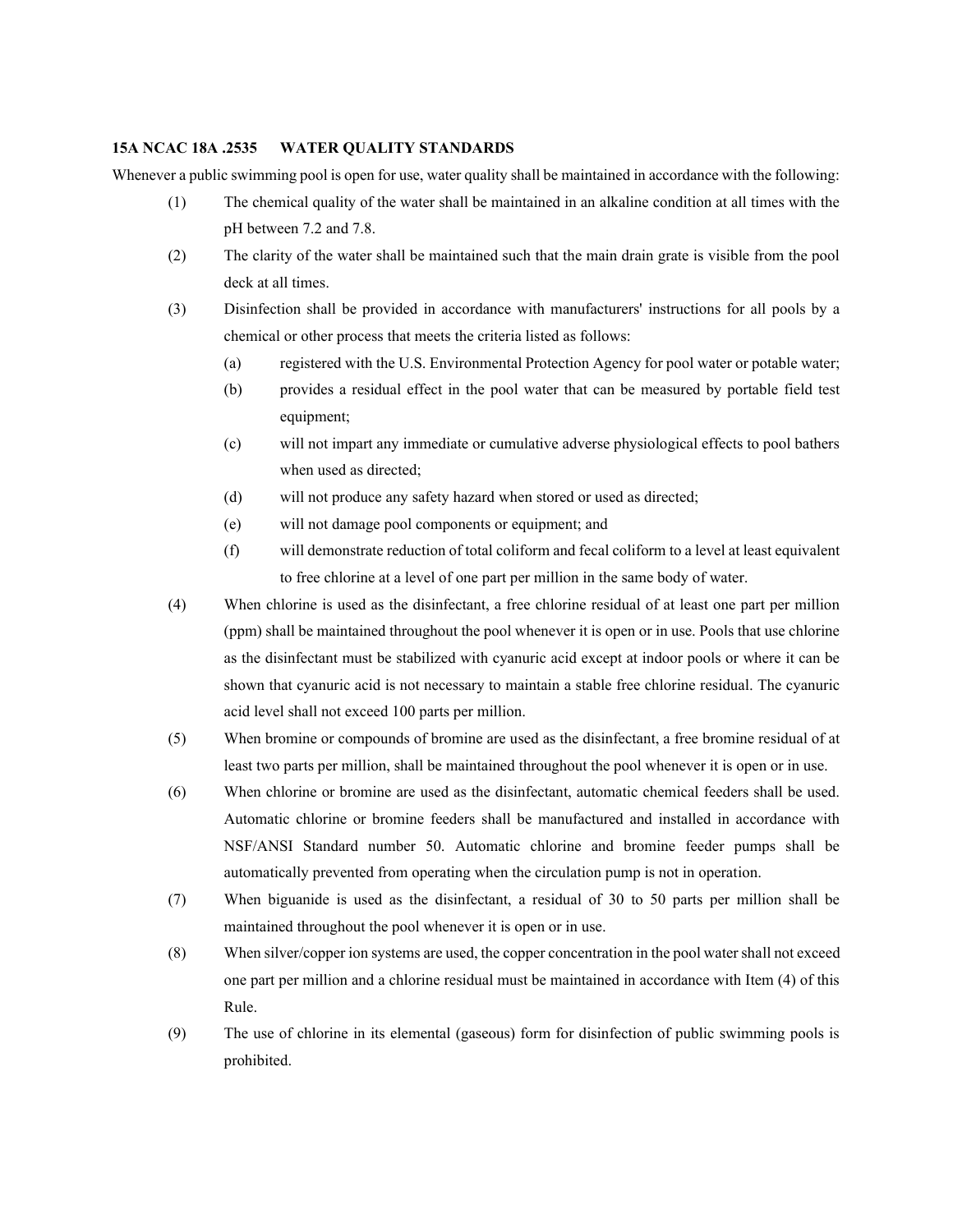**15A NCAC 18A .2535 WATER QUALITY STANDARDS**

Whenever a public swimming pool is open for use, water quality shall be maintained in accordance with the following:

(1) The chemical quality of the water shall be maintained in an alkaline condition at all times with the pH between 7.2 and 7.8.

(2) The clarity of the water shall be maintained such that the main drain grate is visible from the pool deck at all times.

(3) Disinfection shall be provided in accordance with manufacturers' instructions for all pools by a chemical or other process that meets the criteria listed as follows:

  (a) registered with the U.S. Environmental Protection Agency for pool water or potable water;

  (b) provides a residual effect in the pool water that can be measured by portable field test equipment;

  (c) will not impart any immediate or cumulative adverse physiological effects to pool bathers when used as directed;

  (d) will not produce any safety hazard when stored or used as directed;

  (e) will not damage pool components or equipment; and

  (f) will demonstrate reduction of total coliform and fecal coliform to a level at least equivalent to free chlorine at a level of one part per million in the same body of water.

(4) When chlorine is used as the disinfectant, a free chlorine residual of at least one part per million (ppm) shall be maintained throughout the pool whenever it is open or in use. Pools that use chlorine as the disinfectant must be stabilized with cyanuric acid except at indoor pools or where it can be shown that cyanuric acid is not necessary to maintain a stable free chlorine residual. The cyanuric acid level shall not exceed 100 parts per million.

(5) When bromine or compounds of bromine are used as the disinfectant, a free bromine residual of at least two parts per million, shall be maintained throughout the pool whenever it is open or in use.

(6) When chlorine or bromine are used as the disinfectant, automatic chemical feeders shall be used. Automatic chlorine or bromine feeders shall be manufactured and installed in accordance with NSF/ANSI Standard number 50. Automatic chlorine and bromine feeder pumps shall be automatically prevented from operating when the circulation pump is not in operation.

(7) When biguanide is used as the disinfectant, a residual of 30 to 50 parts per million shall be maintained throughout the pool whenever it is open or in use.

(8) When silver/copper ion systems are used, the copper concentration in the pool water shall not exceed one part per million and a chlorine residual must be maintained in accordance with Item (4) of this Rule.

(9) The use of chlorine in its elemental (gaseous) form for disinfection of public swimming pools is prohibited.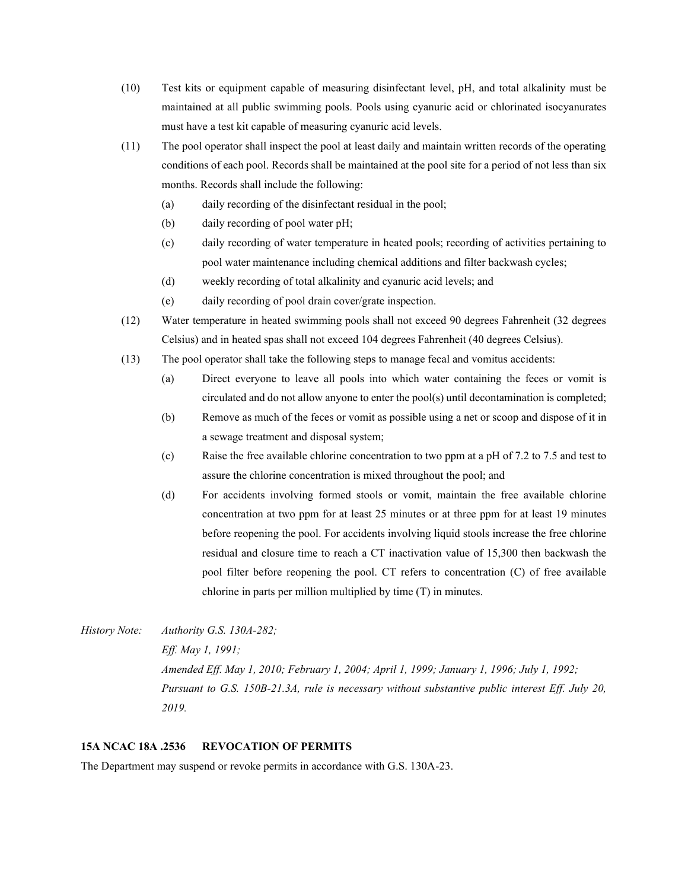(10) Test kits or equipment capable of measuring disinfectant level, pH, and total alkalinity must be maintained at all public swimming pools. Pools using cyanuric acid or chlorinated isocyanurates must have a test kit capable of measuring cyanuric acid levels.

(11) The pool operator shall inspect the pool at least daily and maintain written records of the operating conditions of each pool. Records shall be maintained at the pool site for a period of not less than six months. Records shall include the following:

- (a) daily recording of the disinfectant residual in the pool;
- (b) daily recording of pool water pH;
- (c) daily recording of water temperature in heated pools; recording of activities pertaining to pool water maintenance including chemical additions and filter backwash cycles;
- (d) weekly recording of total alkalinity and cyanuric acid levels; and
- (e) daily recording of pool drain cover/grate inspection.

(12) Water temperature in heated swimming pools shall not exceed 90 degrees Fahrenheit (32 degrees Celsius) and in heated spas shall not exceed 104 degrees Fahrenheit (40 degrees Celsius).

(13) The pool operator shall take the following steps to manage fecal and vomitus accidents:

- (a) Direct everyone to leave all pools into which water containing the feces or vomit is circulated and do not allow anyone to enter the pool(s) until decontamination is completed;
- (b) Remove as much of the feces or vomit as possible using a net or scoop and dispose of it in a sewage treatment and disposal system;
- (c) Raise the free available chlorine concentration to two ppm at a pH of 7.2 to 7.5 and test to assure the chlorine concentration is mixed throughout the pool; and
- (d) For accidents involving formed stools or vomit, maintain the free available chlorine concentration at two ppm for at least 25 minutes or at three ppm for at least 19 minutes before reopening the pool. For accidents involving liquid stools increase the free chlorine residual and closure time to reach a CT inactivation value of 15,300 then backwash the pool filter before reopening the pool. CT refers to concentration (C) of free available chlorine in parts per million multiplied by time (T) in minutes.

*History Note: Authority G.S. 130A-282;*
*Eff. May 1, 1991;*
*Amended Eff. May 1, 2010; February 1, 2004; April 1, 1999; January 1, 1996; July 1, 1992;*
*Pursuant to G.S. 150B-21.3A, rule is necessary without substantive public interest Eff. July 20, 2019.*

**15A NCAC 18A .2536 REVOCATION OF PERMITS**

The Department may suspend or revoke permits in accordance with G.S. 130A-23.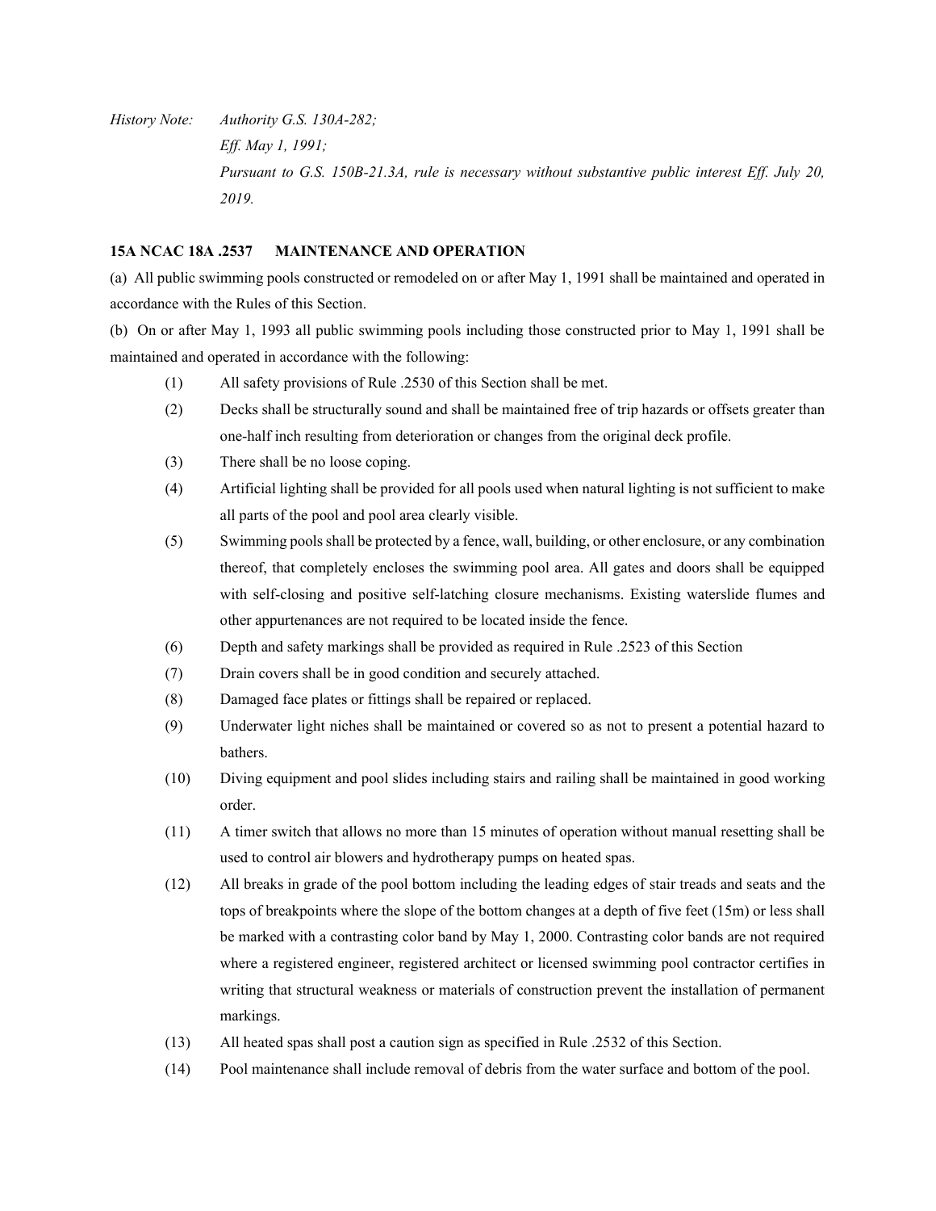*History Note: Authority G.S. 130A-282;*
*Eff. May 1, 1991;*
*Pursuant to G.S. 150B-21.3A, rule is necessary without substantive public interest Eff. July 20, 2019.*

**15A NCAC 18A .2537 MAINTENANCE AND OPERATION**

(a) All public swimming pools constructed or remodeled on or after May 1, 1991 shall be maintained and operated in accordance with the Rules of this Section.

(b) On or after May 1, 1993 all public swimming pools including those constructed prior to May 1, 1991 shall be maintained and operated in accordance with the following:

(1) All safety provisions of Rule .2530 of this Section shall be met.

(2) Decks shall be structurally sound and shall be maintained free of trip hazards or offsets greater than one-half inch resulting from deterioration or changes from the original deck profile.

(3) There shall be no loose coping.

(4) Artificial lighting shall be provided for all pools used when natural lighting is not sufficient to make all parts of the pool and pool area clearly visible.

(5) Swimming pools shall be protected by a fence, wall, building, or other enclosure, or any combination thereof, that completely encloses the swimming pool area. All gates and doors shall be equipped with self-closing and positive self-latching closure mechanisms. Existing waterslide flumes and other appurtenances are not required to be located inside the fence.

(6) Depth and safety markings shall be provided as required in Rule .2523 of this Section

(7) Drain covers shall be in good condition and securely attached.

(8) Damaged face plates or fittings shall be repaired or replaced.

(9) Underwater light niches shall be maintained or covered so as not to present a potential hazard to bathers.

(10) Diving equipment and pool slides including stairs and railing shall be maintained in good working order.

(11) A timer switch that allows no more than 15 minutes of operation without manual resetting shall be used to control air blowers and hydrotherapy pumps on heated spas.

(12) All breaks in grade of the pool bottom including the leading edges of stair treads and seats and the tops of breakpoints where the slope of the bottom changes at a depth of five feet (15m) or less shall be marked with a contrasting color band by May 1, 2000. Contrasting color bands are not required where a registered engineer, registered architect or licensed swimming pool contractor certifies in writing that structural weakness or materials of construction prevent the installation of permanent markings.

(13) All heated spas shall post a caution sign as specified in Rule .2532 of this Section.

(14) Pool maintenance shall include removal of debris from the water surface and bottom of the pool.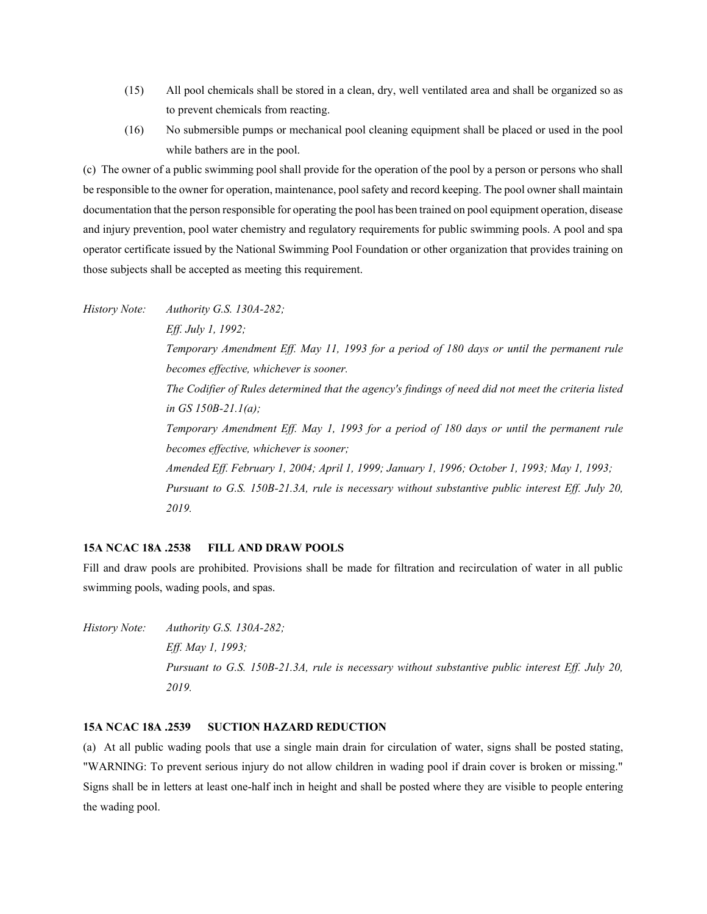(15) All pool chemicals shall be stored in a clean, dry, well ventilated area and shall be organized so as to prevent chemicals from reacting.

(16) No submersible pumps or mechanical pool cleaning equipment shall be placed or used in the pool while bathers are in the pool.

(c) The owner of a public swimming pool shall provide for the operation of the pool by a person or persons who shall be responsible to the owner for operation, maintenance, pool safety and record keeping. The pool owner shall maintain documentation that the person responsible for operating the pool has been trained on pool equipment operation, disease and injury prevention, pool water chemistry and regulatory requirements for public swimming pools. A pool and spa operator certificate issued by the National Swimming Pool Foundation or other organization that provides training on those subjects shall be accepted as meeting this requirement.

*History Note: Authority G.S. 130A-282;*
*Eff. July 1, 1992;*
*Temporary Amendment Eff. May 11, 1993 for a period of 180 days or until the permanent rule becomes effective, whichever is sooner.*
*The Codifier of Rules determined that the agency's findings of need did not meet the criteria listed in GS 150B-21.1(a);*
*Temporary Amendment Eff. May 1, 1993 for a period of 180 days or until the permanent rule becomes effective, whichever is sooner;*
*Amended Eff. February 1, 2004; April 1, 1999; January 1, 1996; October 1, 1993; May 1, 1993;*
*Pursuant to G.S. 150B-21.3A, rule is necessary without substantive public interest Eff. July 20, 2019.*

**15A NCAC 18A .2538 FILL AND DRAW POOLS**

Fill and draw pools are prohibited. Provisions shall be made for filtration and recirculation of water in all public swimming pools, wading pools, and spas.

*History Note: Authority G.S. 130A-282;*
*Eff. May 1, 1993;*
*Pursuant to G.S. 150B-21.3A, rule is necessary without substantive public interest Eff. July 20, 2019.*

**15A NCAC 18A .2539 SUCTION HAZARD REDUCTION**

(a) At all public wading pools that use a single main drain for circulation of water, signs shall be posted stating, "WARNING: To prevent serious injury do not allow children in wading pool if drain cover is broken or missing." Signs shall be in letters at least one-half inch in height and shall be posted where they are visible to people entering the wading pool.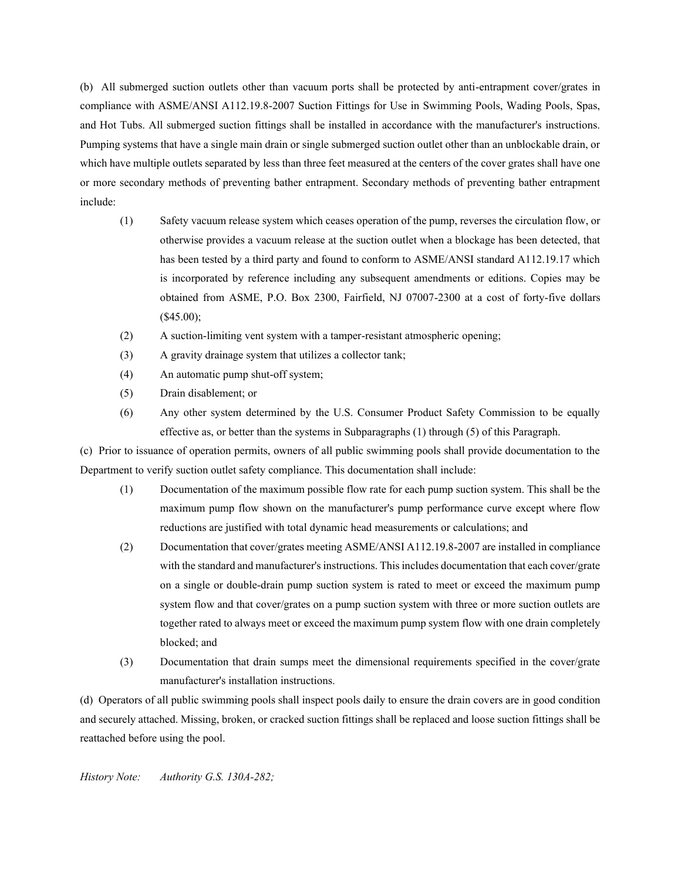(b) All submerged suction outlets other than vacuum ports shall be protected by anti-entrapment cover/grates in compliance with ASME/ANSI A112.19.8-2007 Suction Fittings for Use in Swimming Pools, Wading Pools, Spas, and Hot Tubs. All submerged suction fittings shall be installed in accordance with the manufacturer's instructions. Pumping systems that have a single main drain or single submerged suction outlet other than an unblockable drain, or which have multiple outlets separated by less than three feet measured at the centers of the cover grates shall have one or more secondary methods of preventing bather entrapment. Secondary methods of preventing bather entrapment include:

(1) Safety vacuum release system which ceases operation of the pump, reverses the circulation flow, or otherwise provides a vacuum release at the suction outlet when a blockage has been detected, that has been tested by a third party and found to conform to ASME/ANSI standard A112.19.17 which is incorporated by reference including any subsequent amendments or editions. Copies may be obtained from ASME, P.O. Box 2300, Fairfield, NJ 07007-2300 at a cost of forty-five dollars ($45.00);

(2) A suction-limiting vent system with a tamper-resistant atmospheric opening;

(3) A gravity drainage system that utilizes a collector tank;

(4) An automatic pump shut-off system;

(5) Drain disablement; or

(6) Any other system determined by the U.S. Consumer Product Safety Commission to be equally effective as, or better than the systems in Subparagraphs (1) through (5) of this Paragraph.

(c) Prior to issuance of operation permits, owners of all public swimming pools shall provide documentation to the Department to verify suction outlet safety compliance. This documentation shall include:

(1) Documentation of the maximum possible flow rate for each pump suction system. This shall be the maximum pump flow shown on the manufacturer's pump performance curve except where flow reductions are justified with total dynamic head measurements or calculations; and

(2) Documentation that cover/grates meeting ASME/ANSI A112.19.8-2007 are installed in compliance with the standard and manufacturer's instructions. This includes documentation that each cover/grate on a single or double-drain pump suction system is rated to meet or exceed the maximum pump system flow and that cover/grates on a pump suction system with three or more suction outlets are together rated to always meet or exceed the maximum pump system flow with one drain completely blocked; and

(3) Documentation that drain sumps meet the dimensional requirements specified in the cover/grate manufacturer's installation instructions.

(d) Operators of all public swimming pools shall inspect pools daily to ensure the drain covers are in good condition and securely attached. Missing, broken, or cracked suction fittings shall be replaced and loose suction fittings shall be reattached before using the pool.

*History Note: Authority G.S. 130A-282;*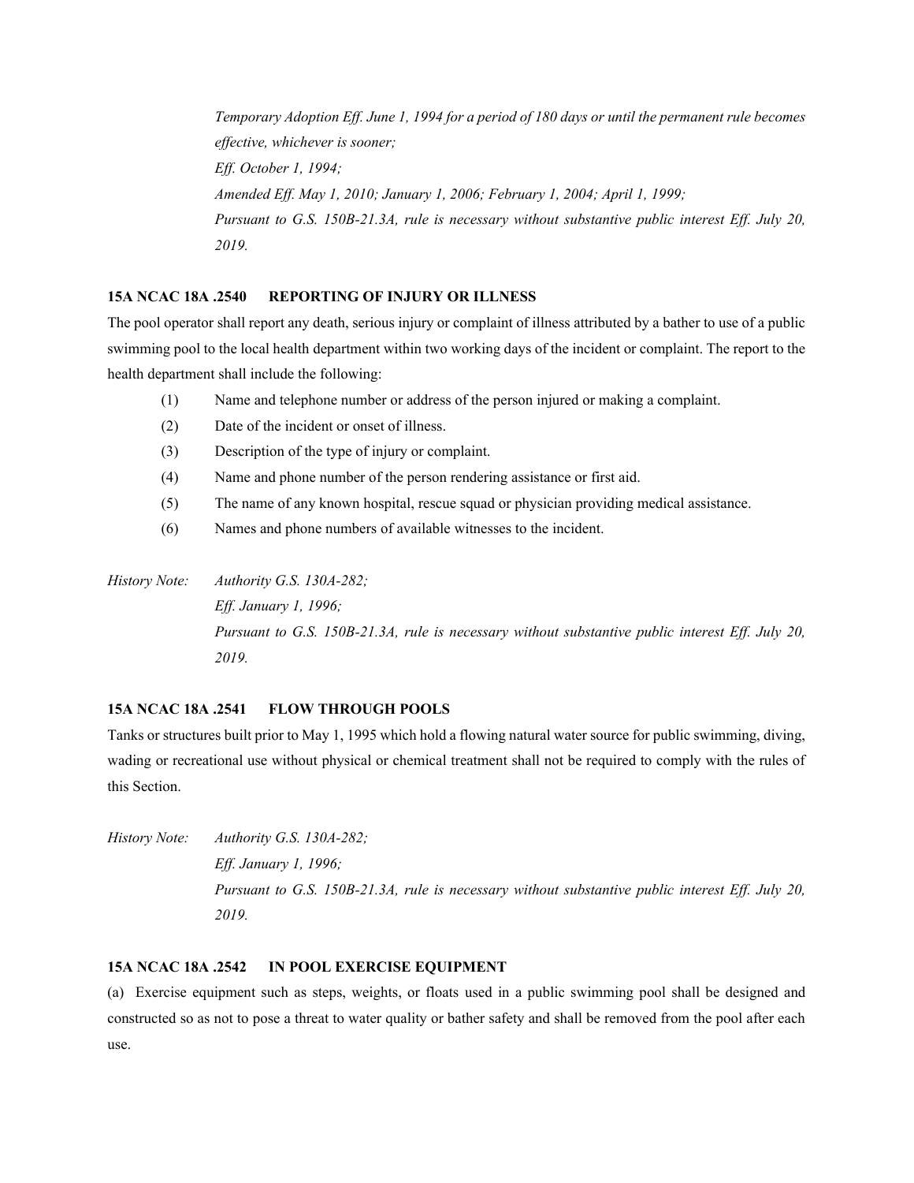*Temporary Adoption Eff. June 1, 1994 for a period of 180 days or until the permanent rule becomes effective, whichever is sooner;*
*Eff. October 1, 1994;*
*Amended Eff. May 1, 2010; January 1, 2006; February 1, 2004; April 1, 1999;*
*Pursuant to G.S. 150B-21.3A, rule is necessary without substantive public interest Eff. July 20, 2019.*

### 15A NCAC 18A .2540 REPORTING OF INJURY OR ILLNESS

The pool operator shall report any death, serious injury or complaint of illness attributed by a bather to use of a public swimming pool to the local health department within two working days of the incident or complaint. The report to the health department shall include the following:

(1) Name and telephone number or address of the person injured or making a complaint.
(2) Date of the incident or onset of illness.
(3) Description of the type of injury or complaint.
(4) Name and phone number of the person rendering assistance or first aid.
(5) The name of any known hospital, rescue squad or physician providing medical assistance.
(6) Names and phone numbers of available witnesses to the incident.

*History Note: Authority G.S. 130A-282;*
*Eff. January 1, 1996;*
*Pursuant to G.S. 150B-21.3A, rule is necessary without substantive public interest Eff. July 20, 2019.*

### 15A NCAC 18A .2541 FLOW THROUGH POOLS

Tanks or structures built prior to May 1, 1995 which hold a flowing natural water source for public swimming, diving, wading or recreational use without physical or chemical treatment shall not be required to comply with the rules of this Section.

*History Note: Authority G.S. 130A-282;*
*Eff. January 1, 1996;*
*Pursuant to G.S. 150B-21.3A, rule is necessary without substantive public interest Eff. July 20, 2019.*

### 15A NCAC 18A .2542 IN POOL EXERCISE EQUIPMENT

(a) Exercise equipment such as steps, weights, or floats used in a public swimming pool shall be designed and constructed so as not to pose a threat to water quality or bather safety and shall be removed from the pool after each use.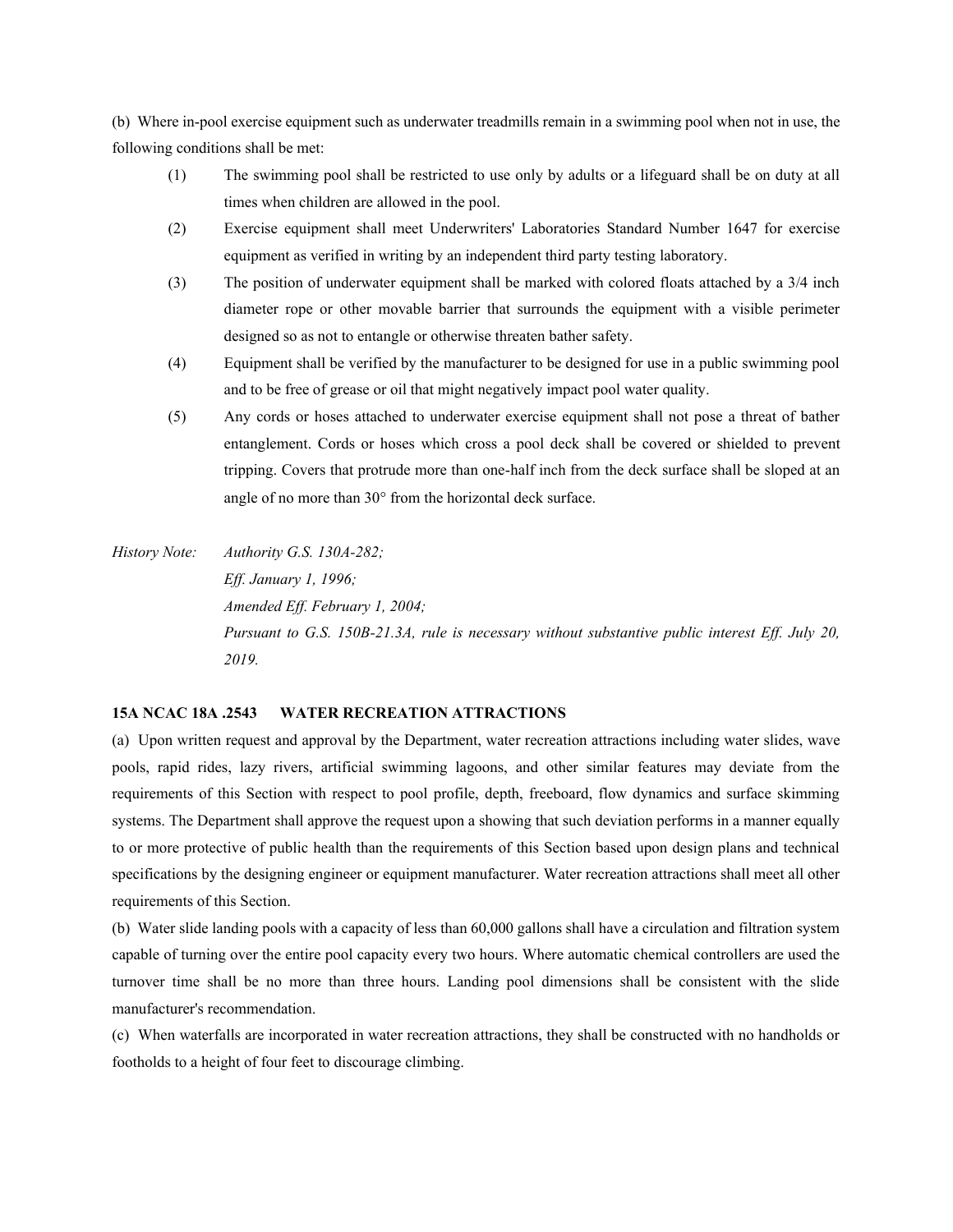(b) Where in-pool exercise equipment such as underwater treadmills remain in a swimming pool when not in use, the following conditions shall be met:

(1) The swimming pool shall be restricted to use only by adults or a lifeguard shall be on duty at all times when children are allowed in the pool.

(2) Exercise equipment shall meet Underwriters' Laboratories Standard Number 1647 for exercise equipment as verified in writing by an independent third party testing laboratory.

(3) The position of underwater equipment shall be marked with colored floats attached by a 3/4 inch diameter rope or other movable barrier that surrounds the equipment with a visible perimeter designed so as not to entangle or otherwise threaten bather safety.

(4) Equipment shall be verified by the manufacturer to be designed for use in a public swimming pool and to be free of grease or oil that might negatively impact pool water quality.

(5) Any cords or hoses attached to underwater exercise equipment shall not pose a threat of bather entanglement. Cords or hoses which cross a pool deck shall be covered or shielded to prevent tripping. Covers that protrude more than one-half inch from the deck surface shall be sloped at an angle of no more than 30° from the horizontal deck surface.

*History Note: Authority G.S. 130A-282;*
*Eff. January 1, 1996;*
*Amended Eff. February 1, 2004;*
*Pursuant to G.S. 150B-21.3A, rule is necessary without substantive public interest Eff. July 20, 2019.*

**15A NCAC 18A .2543 WATER RECREATION ATTRACTIONS**

(a) Upon written request and approval by the Department, water recreation attractions including water slides, wave pools, rapid rides, lazy rivers, artificial swimming lagoons, and other similar features may deviate from the requirements of this Section with respect to pool profile, depth, freeboard, flow dynamics and surface skimming systems. The Department shall approve the request upon a showing that such deviation performs in a manner equally to or more protective of public health than the requirements of this Section based upon design plans and technical specifications by the designing engineer or equipment manufacturer. Water recreation attractions shall meet all other requirements of this Section.

(b) Water slide landing pools with a capacity of less than 60,000 gallons shall have a circulation and filtration system capable of turning over the entire pool capacity every two hours. Where automatic chemical controllers are used the turnover time shall be no more than three hours. Landing pool dimensions shall be consistent with the slide manufacturer's recommendation.

(c) When waterfalls are incorporated in water recreation attractions, they shall be constructed with no handholds or footholds to a height of four feet to discourage climbing.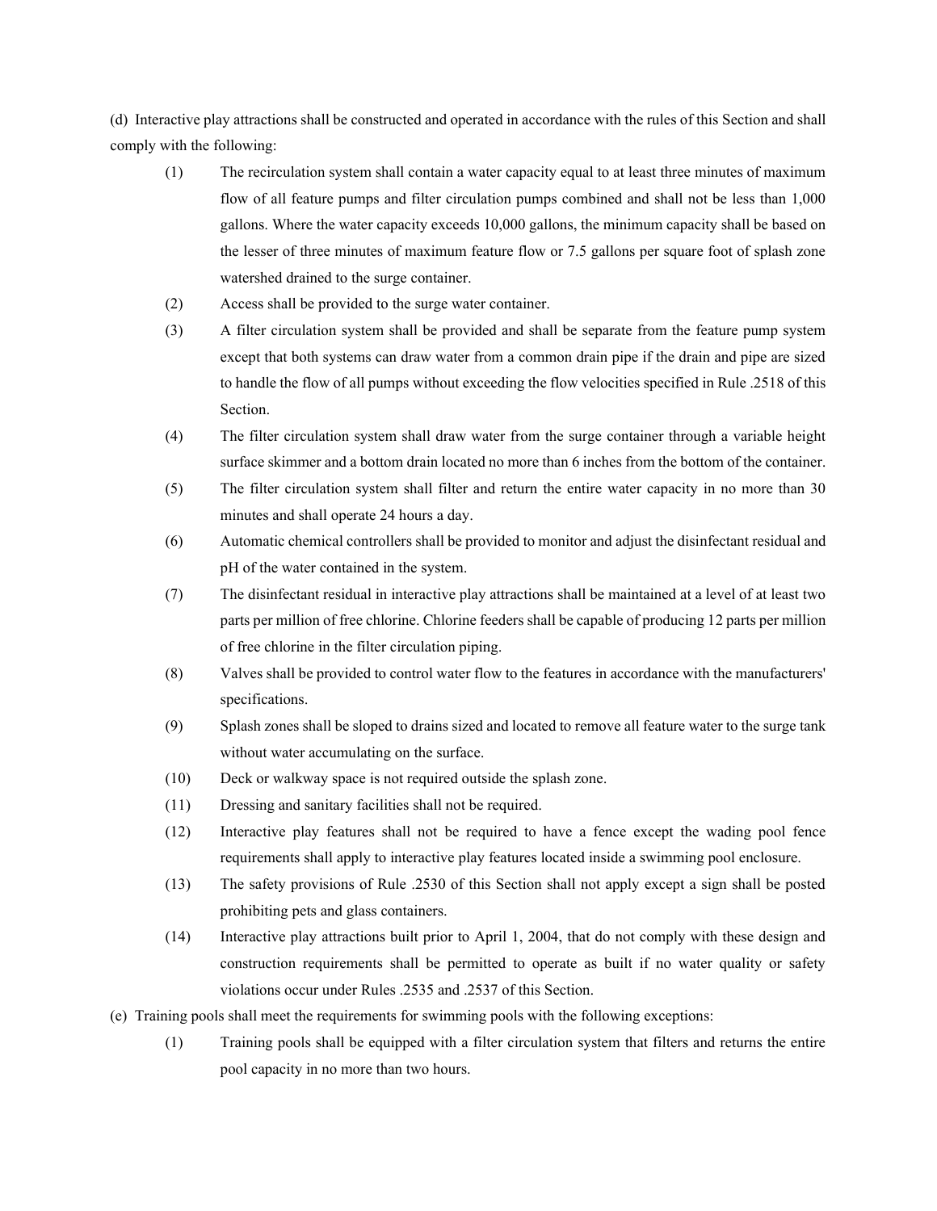(d) Interactive play attractions shall be constructed and operated in accordance with the rules of this Section and shall comply with the following:

- (1) The recirculation system shall contain a water capacity equal to at least three minutes of maximum flow of all feature pumps and filter circulation pumps combined and shall not be less than 1,000 gallons. Where the water capacity exceeds 10,000 gallons, the minimum capacity shall be based on the lesser of three minutes of maximum feature flow or 7.5 gallons per square foot of splash zone watershed drained to the surge container.
- (2) Access shall be provided to the surge water container.
- (3) A filter circulation system shall be provided and shall be separate from the feature pump system except that both systems can draw water from a common drain pipe if the drain and pipe are sized to handle the flow of all pumps without exceeding the flow velocities specified in Rule .2518 of this Section.
- (4) The filter circulation system shall draw water from the surge container through a variable height surface skimmer and a bottom drain located no more than 6 inches from the bottom of the container.
- (5) The filter circulation system shall filter and return the entire water capacity in no more than 30 minutes and shall operate 24 hours a day.
- (6) Automatic chemical controllers shall be provided to monitor and adjust the disinfectant residual and pH of the water contained in the system.
- (7) The disinfectant residual in interactive play attractions shall be maintained at a level of at least two parts per million of free chlorine. Chlorine feeders shall be capable of producing 12 parts per million of free chlorine in the filter circulation piping.
- (8) Valves shall be provided to control water flow to the features in accordance with the manufacturers' specifications.
- (9) Splash zones shall be sloped to drains sized and located to remove all feature water to the surge tank without water accumulating on the surface.
- (10) Deck or walkway space is not required outside the splash zone.
- (11) Dressing and sanitary facilities shall not be required.
- (12) Interactive play features shall not be required to have a fence except the wading pool fence requirements shall apply to interactive play features located inside a swimming pool enclosure.
- (13) The safety provisions of Rule .2530 of this Section shall not apply except a sign shall be posted prohibiting pets and glass containers.
- (14) Interactive play attractions built prior to April 1, 2004, that do not comply with these design and construction requirements shall be permitted to operate as built if no water quality or safety violations occur under Rules .2535 and .2537 of this Section.

(e) Training pools shall meet the requirements for swimming pools with the following exceptions:

- (1) Training pools shall be equipped with a filter circulation system that filters and returns the entire pool capacity in no more than two hours.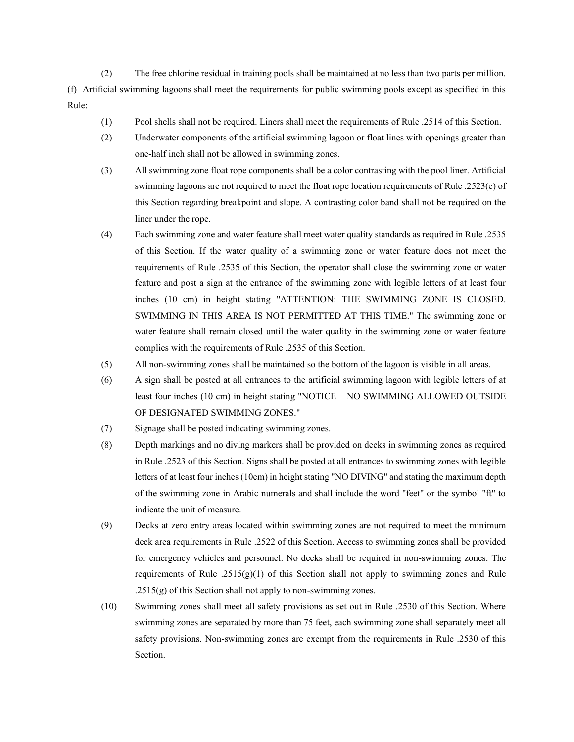(2) The free chlorine residual in training pools shall be maintained at no less than two parts per million.

(f) Artificial swimming lagoons shall meet the requirements for public swimming pools except as specified in this Rule:

(1) Pool shells shall not be required. Liners shall meet the requirements of Rule .2514 of this Section.

(2) Underwater components of the artificial swimming lagoon or float lines with openings greater than one-half inch shall not be allowed in swimming zones.

(3) All swimming zone float rope components shall be a color contrasting with the pool liner. Artificial swimming lagoons are not required to meet the float rope location requirements of Rule .2523(e) of this Section regarding breakpoint and slope. A contrasting color band shall not be required on the liner under the rope.

(4) Each swimming zone and water feature shall meet water quality standards as required in Rule .2535 of this Section. If the water quality of a swimming zone or water feature does not meet the requirements of Rule .2535 of this Section, the operator shall close the swimming zone or water feature and post a sign at the entrance of the swimming zone with legible letters of at least four inches (10 cm) in height stating "ATTENTION: THE SWIMMING ZONE IS CLOSED. SWIMMING IN THIS AREA IS NOT PERMITTED AT THIS TIME." The swimming zone or water feature shall remain closed until the water quality in the swimming zone or water feature complies with the requirements of Rule .2535 of this Section.

(5) All non-swimming zones shall be maintained so the bottom of the lagoon is visible in all areas.

(6) A sign shall be posted at all entrances to the artificial swimming lagoon with legible letters of at least four inches (10 cm) in height stating "NOTICE – NO SWIMMING ALLOWED OUTSIDE OF DESIGNATED SWIMMING ZONES."

(7) Signage shall be posted indicating swimming zones.

(8) Depth markings and no diving markers shall be provided on decks in swimming zones as required in Rule .2523 of this Section. Signs shall be posted at all entrances to swimming zones with legible letters of at least four inches (10cm) in height stating "NO DIVING" and stating the maximum depth of the swimming zone in Arabic numerals and shall include the word "feet" or the symbol "ft" to indicate the unit of measure.

(9) Decks at zero entry areas located within swimming zones are not required to meet the minimum deck area requirements in Rule .2522 of this Section. Access to swimming zones shall be provided for emergency vehicles and personnel. No decks shall be required in non-swimming zones. The requirements of Rule .2515(g)(1) of this Section shall not apply to swimming zones and Rule .2515(g) of this Section shall not apply to non-swimming zones.

(10) Swimming zones shall meet all safety provisions as set out in Rule .2530 of this Section. Where swimming zones are separated by more than 75 feet, each swimming zone shall separately meet all safety provisions. Non-swimming zones are exempt from the requirements in Rule .2530 of this Section.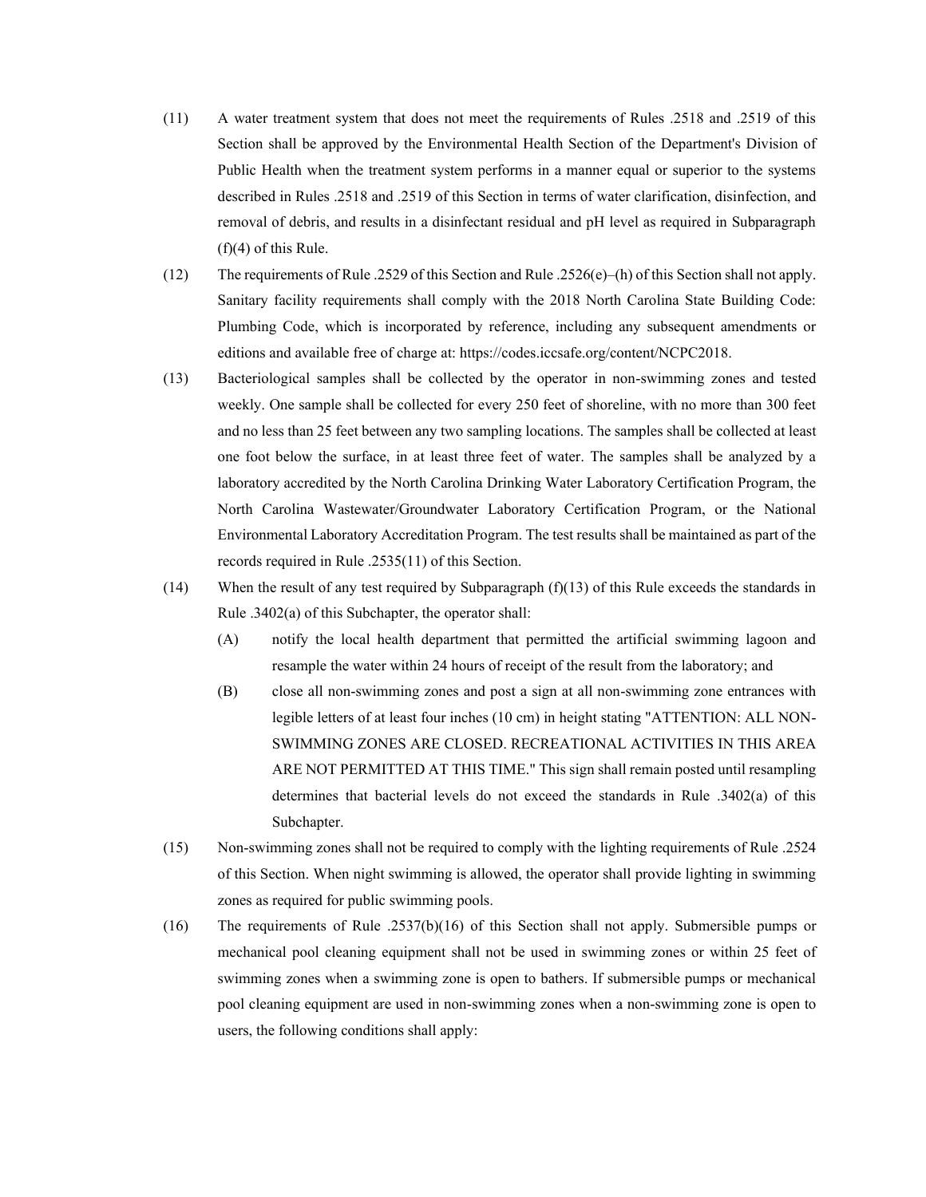(11) A water treatment system that does not meet the requirements of Rules .2518 and .2519 of this Section shall be approved by the Environmental Health Section of the Department's Division of Public Health when the treatment system performs in a manner equal or superior to the systems described in Rules .2518 and .2519 of this Section in terms of water clarification, disinfection, and removal of debris, and results in a disinfectant residual and pH level as required in Subparagraph (f)(4) of this Rule.

(12) The requirements of Rule .2529 of this Section and Rule .2526(e)–(h) of this Section shall not apply. Sanitary facility requirements shall comply with the 2018 North Carolina State Building Code: Plumbing Code, which is incorporated by reference, including any subsequent amendments or editions and available free of charge at: https://codes.iccsafe.org/content/NCPC2018.

(13) Bacteriological samples shall be collected by the operator in non-swimming zones and tested weekly. One sample shall be collected for every 250 feet of shoreline, with no more than 300 feet and no less than 25 feet between any two sampling locations. The samples shall be collected at least one foot below the surface, in at least three feet of water. The samples shall be analyzed by a laboratory accredited by the North Carolina Drinking Water Laboratory Certification Program, the North Carolina Wastewater/Groundwater Laboratory Certification Program, or the National Environmental Laboratory Accreditation Program. The test results shall be maintained as part of the records required in Rule .2535(11) of this Section.

(14) When the result of any test required by Subparagraph (f)(13) of this Rule exceeds the standards in Rule .3402(a) of this Subchapter, the operator shall:

  (A) notify the local health department that permitted the artificial swimming lagoon and resample the water within 24 hours of receipt of the result from the laboratory; and

  (B) close all non-swimming zones and post a sign at all non-swimming zone entrances with legible letters of at least four inches (10 cm) in height stating "ATTENTION: ALL NON-SWIMMING ZONES ARE CLOSED. RECREATIONAL ACTIVITIES IN THIS AREA ARE NOT PERMITTED AT THIS TIME." This sign shall remain posted until resampling determines that bacterial levels do not exceed the standards in Rule .3402(a) of this Subchapter.

(15) Non-swimming zones shall not be required to comply with the lighting requirements of Rule .2524 of this Section. When night swimming is allowed, the operator shall provide lighting in swimming zones as required for public swimming pools.

(16) The requirements of Rule .2537(b)(16) of this Section shall not apply. Submersible pumps or mechanical pool cleaning equipment shall not be used in swimming zones or within 25 feet of swimming zones when a swimming zone is open to bathers. If submersible pumps or mechanical pool cleaning equipment are used in non-swimming zones when a non-swimming zone is open to users, the following conditions shall apply: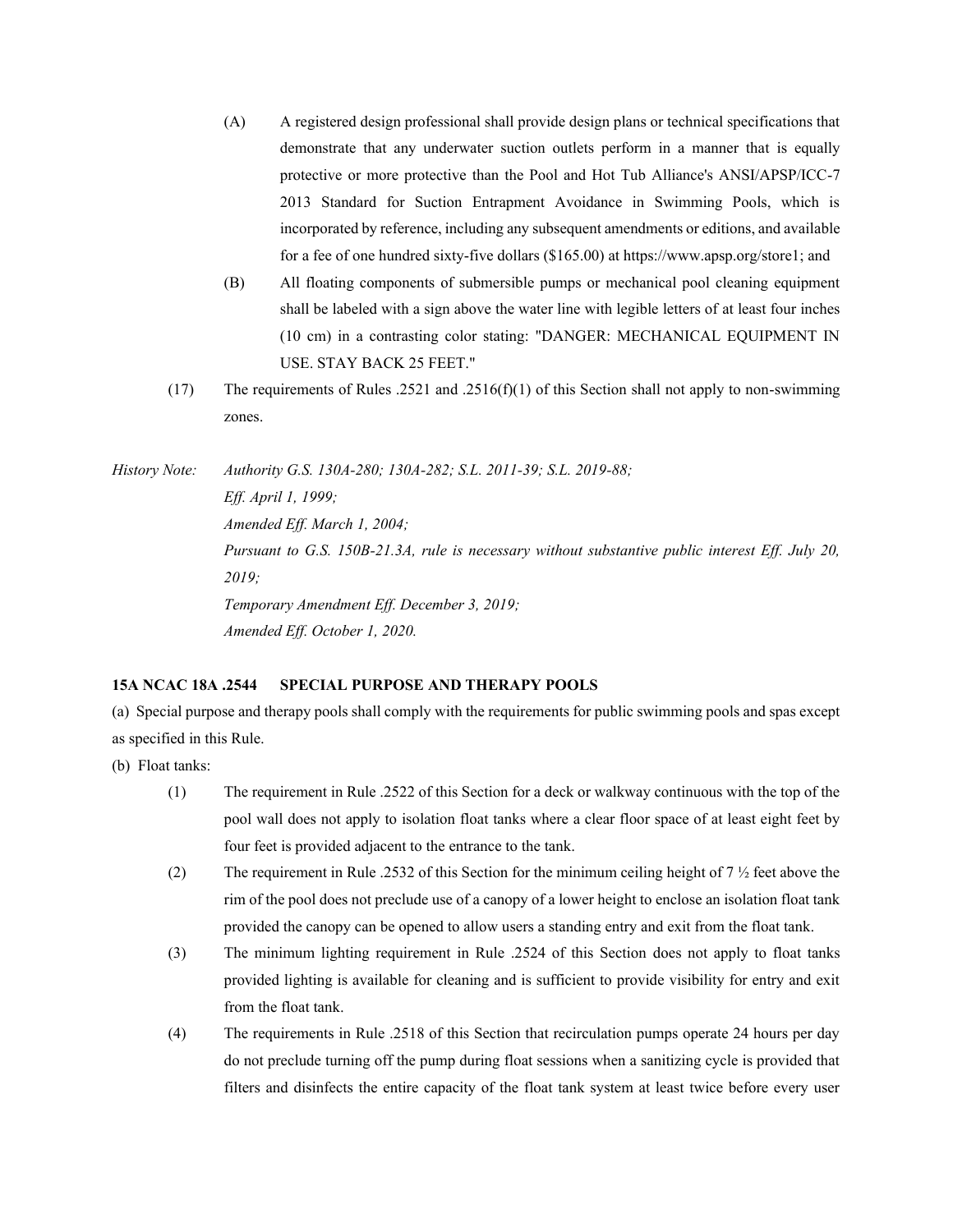(A) A registered design professional shall provide design plans or technical specifications that demonstrate that any underwater suction outlets perform in a manner that is equally protective or more protective than the Pool and Hot Tub Alliance's ANSI/APSP/ICC-7 2013 Standard for Suction Entrapment Avoidance in Swimming Pools, which is incorporated by reference, including any subsequent amendments or editions, and available for a fee of one hundred sixty-five dollars ($165.00) at https://www.apsp.org/store1; and

(B) All floating components of submersible pumps or mechanical pool cleaning equipment shall be labeled with a sign above the water line with legible letters of at least four inches (10 cm) in a contrasting color stating: "DANGER: MECHANICAL EQUIPMENT IN USE. STAY BACK 25 FEET."

(17) The requirements of Rules .2521 and .2516(f)(1) of this Section shall not apply to non-swimming zones.

*History Note: Authority G.S. 130A-280; 130A-282; S.L. 2011-39; S.L. 2019-88;*
*Eff. April 1, 1999;*
*Amended Eff. March 1, 2004;*
*Pursuant to G.S. 150B-21.3A, rule is necessary without substantive public interest Eff. July 20, 2019;*
*Temporary Amendment Eff. December 3, 2019;*
*Amended Eff. October 1, 2020.*

**15A NCAC 18A .2544 SPECIAL PURPOSE AND THERAPY POOLS**

(a) Special purpose and therapy pools shall comply with the requirements for public swimming pools and spas except as specified in this Rule.

(b) Float tanks:

(1) The requirement in Rule .2522 of this Section for a deck or walkway continuous with the top of the pool wall does not apply to isolation float tanks where a clear floor space of at least eight feet by four feet is provided adjacent to the entrance to the tank.

(2) The requirement in Rule .2532 of this Section for the minimum ceiling height of 7 ½ feet above the rim of the pool does not preclude use of a canopy of a lower height to enclose an isolation float tank provided the canopy can be opened to allow users a standing entry and exit from the float tank.

(3) The minimum lighting requirement in Rule .2524 of this Section does not apply to float tanks provided lighting is available for cleaning and is sufficient to provide visibility for entry and exit from the float tank.

(4) The requirements in Rule .2518 of this Section that recirculation pumps operate 24 hours per day do not preclude turning off the pump during float sessions when a sanitizing cycle is provided that filters and disinfects the entire capacity of the float tank system at least twice before every user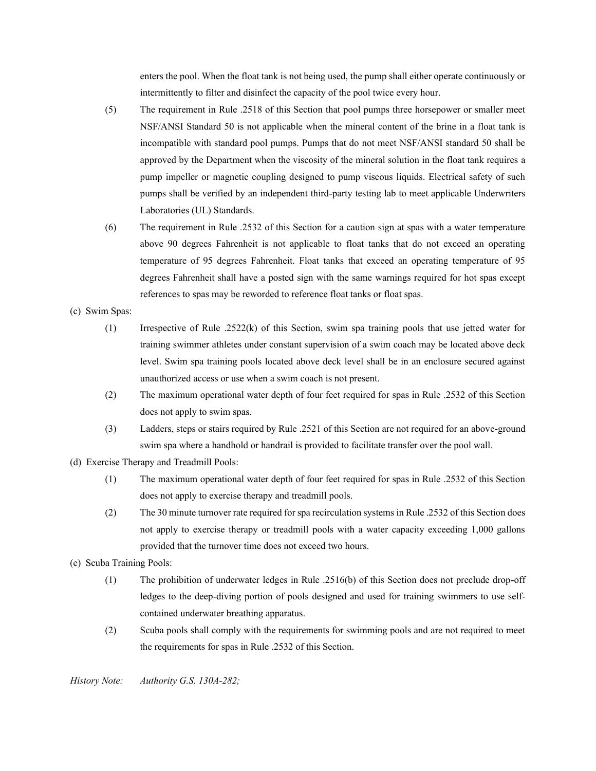enters the pool. When the float tank is not being used, the pump shall either operate continuously or intermittently to filter and disinfect the capacity of the pool twice every hour.

(5) The requirement in Rule .2518 of this Section that pool pumps three horsepower or smaller meet NSF/ANSI Standard 50 is not applicable when the mineral content of the brine in a float tank is incompatible with standard pool pumps. Pumps that do not meet NSF/ANSI standard 50 shall be approved by the Department when the viscosity of the mineral solution in the float tank requires a pump impeller or magnetic coupling designed to pump viscous liquids. Electrical safety of such pumps shall be verified by an independent third-party testing lab to meet applicable Underwriters Laboratories (UL) Standards.

(6) The requirement in Rule .2532 of this Section for a caution sign at spas with a water temperature above 90 degrees Fahrenheit is not applicable to float tanks that do not exceed an operating temperature of 95 degrees Fahrenheit. Float tanks that exceed an operating temperature of 95 degrees Fahrenheit shall have a posted sign with the same warnings required for hot spas except references to spas may be reworded to reference float tanks or float spas.

(c) Swim Spas:

(1) Irrespective of Rule .2522(k) of this Section, swim spa training pools that use jetted water for training swimmer athletes under constant supervision of a swim coach may be located above deck level. Swim spa training pools located above deck level shall be in an enclosure secured against unauthorized access or use when a swim coach is not present.

(2) The maximum operational water depth of four feet required for spas in Rule .2532 of this Section does not apply to swim spas.

(3) Ladders, steps or stairs required by Rule .2521 of this Section are not required for an above-ground swim spa where a handhold or handrail is provided to facilitate transfer over the pool wall.

(d) Exercise Therapy and Treadmill Pools:

(1) The maximum operational water depth of four feet required for spas in Rule .2532 of this Section does not apply to exercise therapy and treadmill pools.

(2) The 30 minute turnover rate required for spa recirculation systems in Rule .2532 of this Section does not apply to exercise therapy or treadmill pools with a water capacity exceeding 1,000 gallons provided that the turnover time does not exceed two hours.

(e) Scuba Training Pools:

(1) The prohibition of underwater ledges in Rule .2516(b) of this Section does not preclude drop-off ledges to the deep-diving portion of pools designed and used for training swimmers to use self-contained underwater breathing apparatus.

(2) Scuba pools shall comply with the requirements for swimming pools and are not required to meet the requirements for spas in Rule .2532 of this Section.

*History Note: Authority G.S. 130A-282;*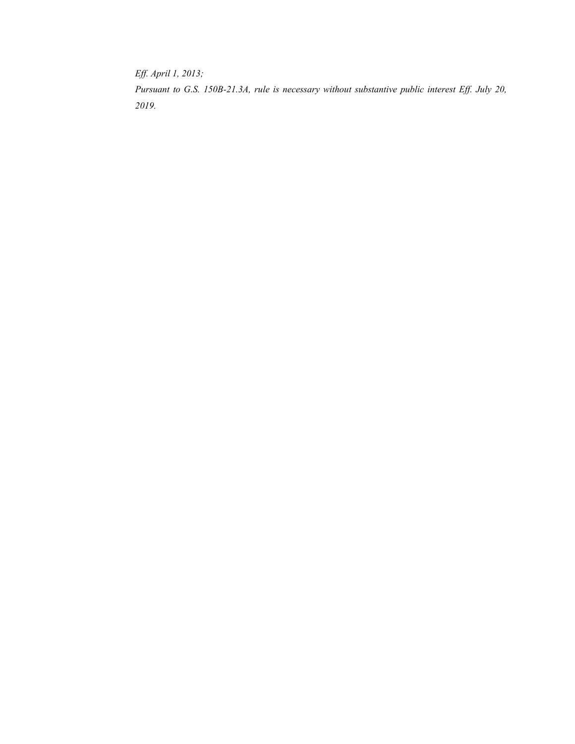*Eff. April 1, 2013;*
*Pursuant to G.S. 150B-21.3A, rule is necessary without substantive public interest Eff. July 20, 2019.*